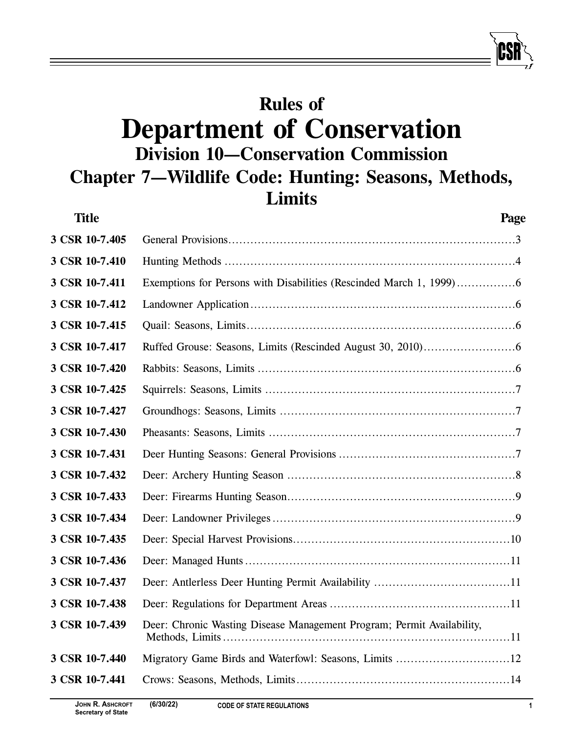# Rules of
# Department of Conservation
## Division 10—Conservation Commission
## Chapter 7—Wildlife Code: Hunting: Seasons, Methods, Limits

| Title | | Page |
|---|---|---|
| 3 CSR 10-7.405 | General Provisions | 3 |
| 3 CSR 10-7.410 | Hunting Methods | 4 |
| 3 CSR 10-7.411 | Exemptions for Persons with Disabilities (Rescinded March 1, 1999) | 6 |
| 3 CSR 10-7.412 | Landowner Application | 6 |
| 3 CSR 10-7.415 | Quail: Seasons, Limits | 6 |
| 3 CSR 10-7.417 | Ruffed Grouse: Seasons, Limits (Rescinded August 30, 2010) | 6 |
| 3 CSR 10-7.420 | Rabbits: Seasons, Limits | 6 |
| 3 CSR 10-7.425 | Squirrels: Seasons, Limits | 7 |
| 3 CSR 10-7.427 | Groundhogs: Seasons, Limits | 7 |
| 3 CSR 10-7.430 | Pheasants: Seasons, Limits | 7 |
| 3 CSR 10-7.431 | Deer Hunting Seasons: General Provisions | 7 |
| 3 CSR 10-7.432 | Deer: Archery Hunting Season | 8 |
| 3 CSR 10-7.433 | Deer: Firearms Hunting Season | 9 |
| 3 CSR 10-7.434 | Deer: Landowner Privileges | 9 |
| 3 CSR 10-7.435 | Deer: Special Harvest Provisions | 10 |
| 3 CSR 10-7.436 | Deer: Managed Hunts | 11 |
| 3 CSR 10-7.437 | Deer: Antlerless Deer Hunting Permit Availability | 11 |
| 3 CSR 10-7.438 | Deer: Regulations for Department Areas | 11 |
| 3 CSR 10-7.439 | Deer: Chronic Wasting Disease Management Program; Permit Availability, Methods, Limits | 11 |
| 3 CSR 10-7.440 | Migratory Game Birds and Waterfowl: Seasons, Limits | 12 |
| 3 CSR 10-7.441 | Crows: Seasons, Methods, Limits | 14 |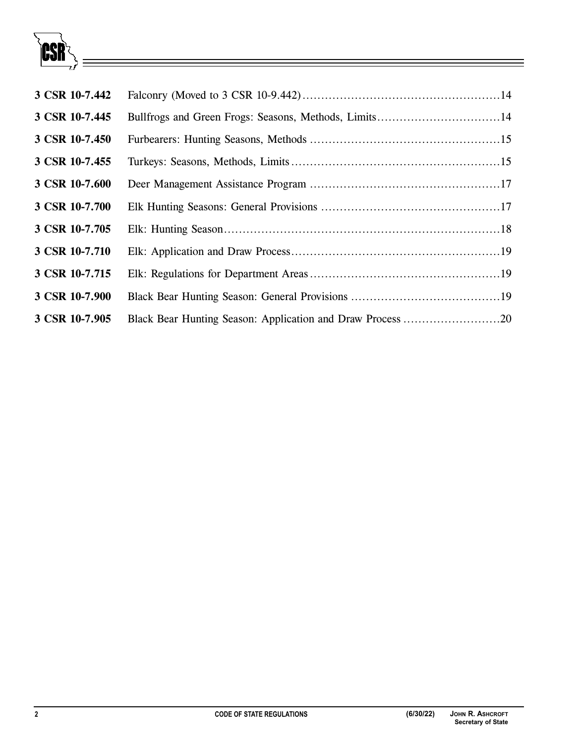| | | |
|---|---|---|
| **3 CSR 10-7.442** | Falconry (Moved to 3 CSR 10-9.442) | 14 |
| **3 CSR 10-7.445** | Bullfrogs and Green Frogs: Seasons, Methods, Limits | 14 |
| **3 CSR 10-7.450** | Furbearers: Hunting Seasons, Methods | 15 |
| **3 CSR 10-7.455** | Turkeys: Seasons, Methods, Limits | 15 |
| **3 CSR 10-7.600** | Deer Management Assistance Program | 17 |
| **3 CSR 10-7.700** | Elk Hunting Seasons: General Provisions | 17 |
| **3 CSR 10-7.705** | Elk: Hunting Season | 18 |
| **3 CSR 10-7.710** | Elk: Application and Draw Process | 19 |
| **3 CSR 10-7.715** | Elk: Regulations for Department Areas | 19 |
| **3 CSR 10-7.900** | Black Bear Hunting Season: General Provisions | 19 |
| **3 CSR 10-7.905** | Black Bear Hunting Season: Application and Draw Process | 20 |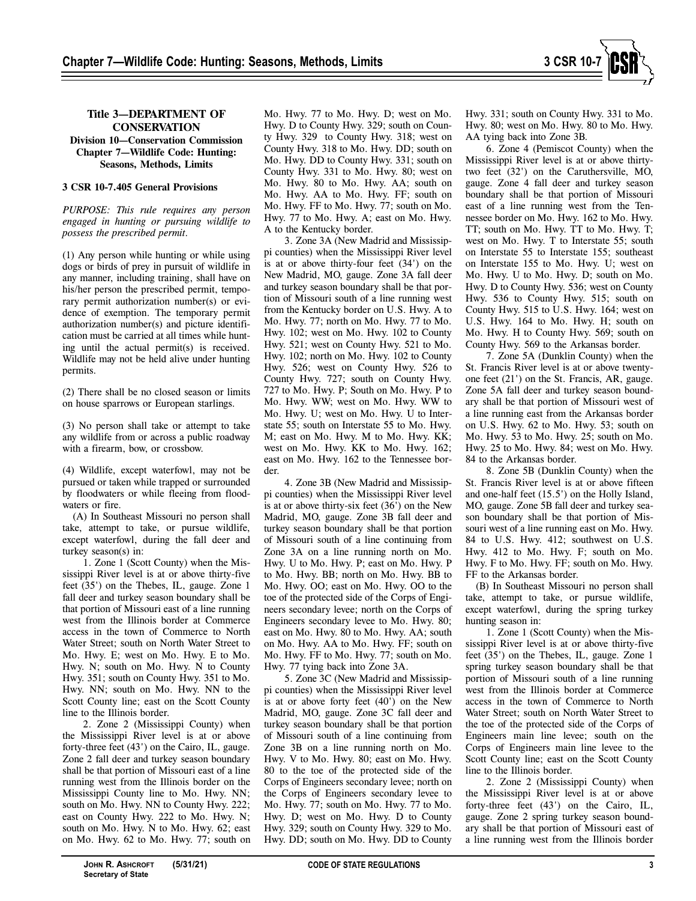**Title 3—DEPARTMENT OF CONSERVATION**
**Division 10—Conservation Commission**
**Chapter 7—Wildlife Code: Hunting: Seasons, Methods, Limits**

**3 CSR 10-7.405 General Provisions**

*PURPOSE: This rule requires any person engaged in hunting or pursuing wildlife to possess the prescribed permit.*

(1) Any person while hunting or while using dogs or birds of prey in pursuit of wildlife in any manner, including training, shall have on his/her person the prescribed permit, temporary permit authorization number(s) or evidence of exemption. The temporary permit authorization number(s) and picture identification must be carried at all times while hunting until the actual permit(s) is received. Wildlife may not be held alive under hunting permits.

(2) There shall be no closed season or limits on house sparrows or European starlings.

(3) No person shall take or attempt to take any wildlife from or across a public roadway with a firearm, bow, or crossbow.

(4) Wildlife, except waterfowl, may not be pursued or taken while trapped or surrounded by floodwaters or while fleeing from floodwaters or fire.

(A) In Southeast Missouri no person shall take, attempt to take, or pursue wildlife, except waterfowl, during the fall deer and turkey season(s) in:

1. Zone 1 (Scott County) when the Mississippi River level is at or above thirty-five feet (35') on the Thebes, IL, gauge. Zone 1 fall deer and turkey season boundary shall be that portion of Missouri east of a line running west from the Illinois border at Commerce access in the town of Commerce to North Water Street; south on North Water Street to Mo. Hwy. E; west on Mo. Hwy. E to Mo. Hwy. N; south on Mo. Hwy. N to County Hwy. 351; south on County Hwy. 351 to Mo. Hwy. NN; south on Mo. Hwy. NN to the Scott County line; east on the Scott County line to the Illinois border.

2. Zone 2 (Mississippi County) when the Mississippi River level is at or above forty-three feet (43') on the Cairo, IL, gauge. Zone 2 fall deer and turkey season boundary shall be that portion of Missouri east of a line running west from the Illinois border on the Mississippi County line to Mo. Hwy. NN; south on Mo. Hwy. NN to County Hwy. 222; east on County Hwy. 222 to Mo. Hwy. N; south on Mo. Hwy. N to Mo. Hwy. 62; east on Mo. Hwy. 62 to Mo. Hwy. 77; south on Mo. Hwy. 77 to Mo. Hwy. D; west on Mo. Hwy. D to County Hwy. 329; south on County Hwy. 329 to County Hwy. 318; west on County Hwy. 318 to Mo. Hwy. DD; south on Mo. Hwy. DD to County Hwy. 331; south on County Hwy. 331 to Mo. Hwy. 80; west on Mo. Hwy. 80 to Mo. Hwy. AA; south on Mo. Hwy. AA to Mo. Hwy. FF; south on Mo. Hwy. FF to Mo. Hwy. 77; south on Mo. Hwy. 77 to Mo. Hwy. A; east on Mo. Hwy. A to the Kentucky border.

3. Zone 3A (New Madrid and Mississippi counties) when the Mississippi River level is at or above thirty-four feet (34') on the New Madrid, MO, gauge. Zone 3A fall deer and turkey season boundary shall be that portion of Missouri south of a line running west from the Kentucky border on U.S. Hwy. A to Mo. Hwy. 77; north on Mo. Hwy. 77 to Mo. Hwy. 102; west on Mo. Hwy. 102 to County Hwy. 521; west on County Hwy. 521 to Mo. Hwy. 102; north on Mo. Hwy. 102 to County Hwy. 526; west on County Hwy. 526 to County Hwy. 727; south on County Hwy. 727 to Mo. Hwy. P; South on Mo. Hwy. P to Mo. Hwy. WW; west on Mo. Hwy. WW to Mo. Hwy. U; west on Mo. Hwy. U to Interstate 55; south on Interstate 55 to Mo. Hwy. M; east on Mo. Hwy. M to Mo. Hwy. KK; west on Mo. Hwy. KK to Mo. Hwy. 162; east on Mo. Hwy. 162 to the Tennessee border.

4. Zone 3B (New Madrid and Mississippi counties) when the Mississippi River level is at or above thirty-six feet (36') on the New Madrid, MO, gauge. Zone 3B fall deer and turkey season boundary shall be that portion of Missouri south of a line continuing from Zone 3A on a line running north on Mo. Hwy. U to Mo. Hwy. P; east on Mo. Hwy. P to Mo. Hwy. BB; north on Mo. Hwy. BB to Mo. Hwy. OO; east on Mo. Hwy. OO to the toe of the protected side of the Corps of Engineers secondary levee; north on the Corps of Engineers secondary levee to Mo. Hwy. 80; east on Mo. Hwy. 80 to Mo. Hwy. AA; south on Mo. Hwy. AA to Mo. Hwy. FF; south on Mo. Hwy. FF to Mo. Hwy. 77; south on Mo. Hwy. 77 tying back into Zone 3A.

5. Zone 3C (New Madrid and Mississippi counties) when the Mississippi River level is at or above forty feet (40') on the New Madrid, MO, gauge. Zone 3C fall deer and turkey season boundary shall be that portion of Missouri south of a line continuing from Zone 3B on a line running north on Mo. Hwy. V to Mo. Hwy. 80; east on Mo. Hwy. 80 to the toe of the protected side of the Corps of Engineers secondary levee; north on the Corps of Engineers secondary levee to Mo. Hwy. 77; south on Mo. Hwy. 77 to Mo. Hwy. D; west on Mo. Hwy. D to County Hwy. 329; south on County Hwy. 329 to Mo. Hwy. DD; south on Mo. Hwy. DD to County Hwy. 331; south on County Hwy. 331 to Mo. Hwy. 80; west on Mo. Hwy. 80 to Mo. Hwy. AA tying back into Zone 3B.

6. Zone 4 (Pemiscot County) when the Mississippi River level is at or above thirty-two feet (32') on the Caruthersville, MO, gauge. Zone 4 fall deer and turkey season boundary shall be that portion of Missouri east of a line running west from the Tennessee border on Mo. Hwy. 162 to Mo. Hwy. TT; south on Mo. Hwy. TT to Mo. Hwy. T; west on Mo. Hwy. T to Interstate 55; south on Interstate 55 to Interstate 155; southeast on Interstate 155 to Mo. Hwy. U; west on Mo. Hwy. U to Mo. Hwy. D; south on Mo. Hwy. D to County Hwy. 536; west on County Hwy. 536 to County Hwy. 515; south on County Hwy. 515 to U.S. Hwy. 164; west on U.S. Hwy. 164 to Mo. Hwy. H; south on Mo. Hwy. H to County Hwy. 569; south on County Hwy. 569 to the Arkansas border.

7. Zone 5A (Dunklin County) when the St. Francis River level is at or above twenty-one feet (21') on the St. Francis, AR, gauge. Zone 5A fall deer and turkey season boundary shall be that portion of Missouri west of a line running east from the Arkansas border on U.S. Hwy. 62 to Mo. Hwy. 53; south on Mo. Hwy. 53 to Mo. Hwy. 25; south on Mo. Hwy. 25 to Mo. Hwy. 84; west on Mo. Hwy. 84 to the Arkansas border.

8. Zone 5B (Dunklin County) when the St. Francis River level is at or above fifteen and one-half feet (15.5') on the Holly Island, MO, gauge. Zone 5B fall deer and turkey season boundary shall be that portion of Missouri west of a line running east on Mo. Hwy. 84 to U.S. Hwy. 412; southwest on U.S. Hwy. 412 to Mo. Hwy. F; south on Mo. Hwy. F to Mo. Hwy. FF; south on Mo. Hwy. FF to the Arkansas border.

(B) In Southeast Missouri no person shall take, attempt to take, or pursue wildlife, except waterfowl, during the spring turkey hunting season in:

1. Zone 1 (Scott County) when the Mississippi River level is at or above thirty-five feet (35') on the Thebes, IL, gauge. Zone 1 spring turkey season boundary shall be that portion of Missouri south of a line running west from the Illinois border at Commerce access in the town of Commerce to North Water Street; south on North Water Street to the toe of the protected side of the Corps of Engineers main line levee; south on the Corps of Engineers main line levee to the Scott County line; east on the Scott County line to the Illinois border.

2. Zone 2 (Mississippi County) when the Mississippi River level is at or above forty-three feet (43') on the Cairo, IL, gauge. Zone 2 spring turkey season boundary shall be that portion of Missouri east of a line running west from the Illinois border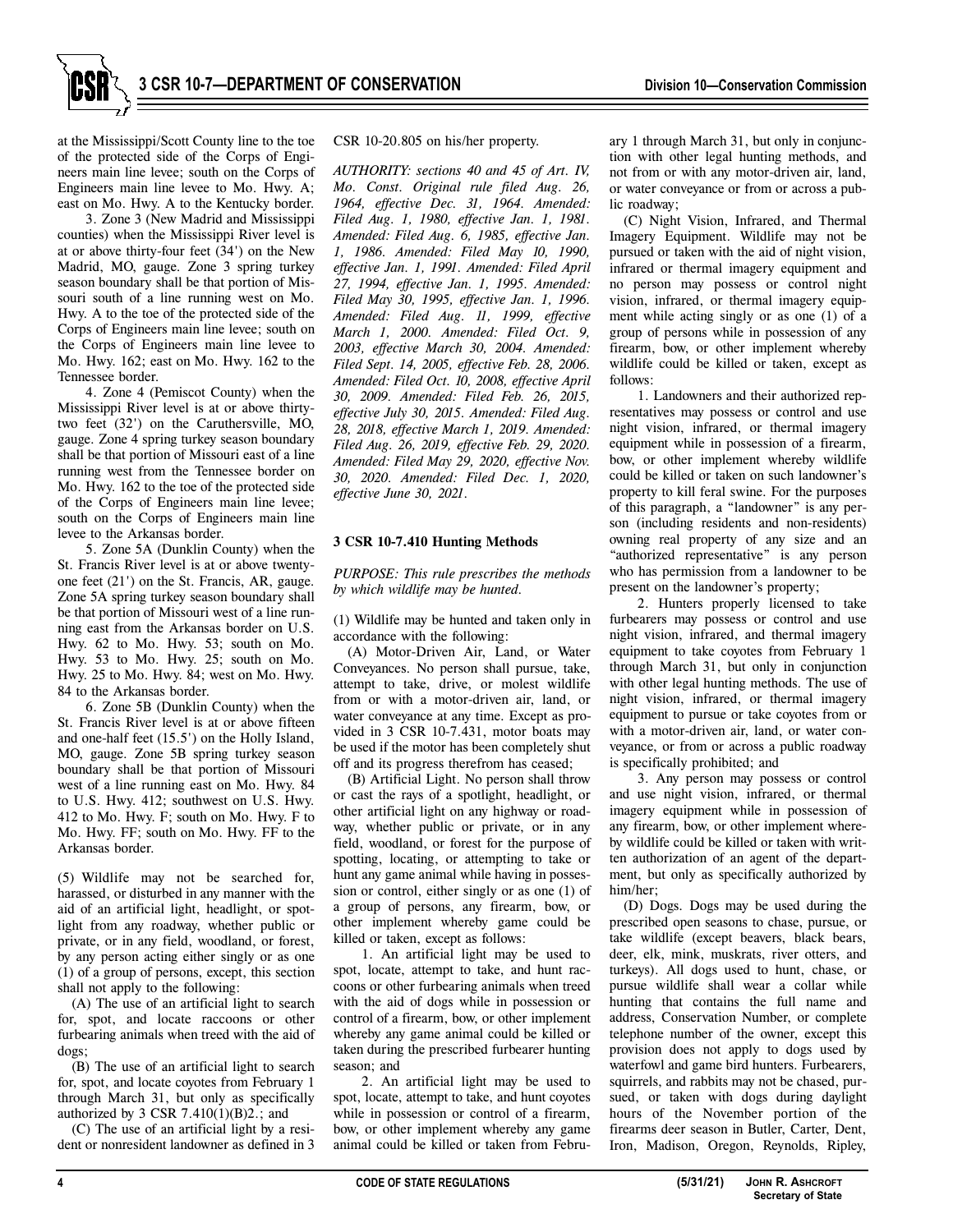at the Mississippi/Scott County line to the toe of the protected side of the Corps of Engineers main line levee; south on the Corps of Engineers main line levee to Mo. Hwy. A; east on Mo. Hwy. A to the Kentucky border.

3. Zone 3 (New Madrid and Mississippi counties) when the Mississippi River level is at or above thirty-four feet (34') on the New Madrid, MO, gauge. Zone 3 spring turkey season boundary shall be that portion of Missouri south of a line running west on Mo. Hwy. A to the toe of the protected side of the Corps of Engineers main line levee; south on the Corps of Engineers main line levee to Mo. Hwy. 162; east on Mo. Hwy. 162 to the Tennessee border.

4. Zone 4 (Pemiscot County) when the Mississippi River level is at or above thirty-two feet (32') on the Caruthersville, MO, gauge. Zone 4 spring turkey season boundary shall be that portion of Missouri east of a line running west from the Tennessee border on Mo. Hwy. 162 to the toe of the protected side of the Corps of Engineers main line levee; south on the Corps of Engineers main line levee to the Arkansas border.

5. Zone 5A (Dunklin County) when the St. Francis River level is at or above twenty-one feet (21') on the St. Francis, AR, gauge. Zone 5A spring turkey season boundary shall be that portion of Missouri west of a line running east from the Arkansas border on U.S. Hwy. 62 to Mo. Hwy. 53; south on Mo. Hwy. 53 to Mo. Hwy. 25; south on Mo. Hwy. 25 to Mo. Hwy. 84; west on Mo. Hwy. 84 to the Arkansas border.

6. Zone 5B (Dunklin County) when the St. Francis River level is at or above fifteen and one-half feet (15.5') on the Holly Island, MO, gauge. Zone 5B spring turkey season boundary shall be that portion of Missouri west of a line running east on Mo. Hwy. 84 to U.S. Hwy. 412; southwest on U.S. Hwy. 412 to Mo. Hwy. F; south on Mo. Hwy. F to Mo. Hwy. FF; south on Mo. Hwy. FF to the Arkansas border.

(5) Wildlife may not be searched for, harassed, or disturbed in any manner with the aid of an artificial light, headlight, or spotlight from any roadway, whether public or private, or in any field, woodland, or forest, by any person acting either singly or as one (1) of a group of persons, except, this section shall not apply to the following:

(A) The use of an artificial light to search for, spot, and locate raccoons or other furbearing animals when treed with the aid of dogs;

(B) The use of an artificial light to search for, spot, and locate coyotes from February 1 through March 31, but only as specifically authorized by 3 CSR 7.410(1)(B)2.; and

(C) The use of an artificial light by a resident or nonresident landowner as defined in 3 CSR 10-20.805 on his/her property.

*AUTHORITY: sections 40 and 45 of Art. IV, Mo. Const. Original rule filed Aug. 26, 1964, effective Dec. 31, 1964. Amended: Filed Aug. 1, 1980, effective Jan. 1, 1981. Amended: Filed Aug. 6, 1985, effective Jan. 1, 1986. Amended: Filed May 10, 1990, effective Jan. 1, 1991. Amended: Filed April 27, 1994, effective Jan. 1, 1995. Amended: Filed May 30, 1995, effective Jan. 1, 1996. Amended: Filed Aug. 11, 1999, effective March 1, 2000. Amended: Filed Oct. 9, 2003, effective March 30, 2004. Amended: Filed Sept. 14, 2005, effective Feb. 28, 2006. Amended: Filed Oct. 10, 2008, effective April 30, 2009. Amended: Filed Feb. 26, 2015, effective July 30, 2015. Amended: Filed Aug. 28, 2018, effective March 1, 2019. Amended: Filed Aug. 26, 2019, effective Feb. 29, 2020. Amended: Filed May 29, 2020, effective Nov. 30, 2020. Amended: Filed Dec. 1, 2020, effective June 30, 2021.*

### 3 CSR 10-7.410 Hunting Methods

*PURPOSE: This rule prescribes the methods by which wildlife may be hunted.*

(1) Wildlife may be hunted and taken only in accordance with the following:

(A) Motor-Driven Air, Land, or Water Conveyances. No person shall pursue, take, attempt to take, drive, or molest wildlife from or with a motor-driven air, land, or water conveyance at any time. Except as provided in 3 CSR 10-7.431, motor boats may be used if the motor has been completely shut off and its progress therefrom has ceased;

(B) Artificial Light. No person shall throw or cast the rays of a spotlight, headlight, or other artificial light on any highway or roadway, whether public or private, or in any field, woodland, or forest for the purpose of spotting, locating, or attempting to take or hunt any game animal while having in possession or control, either singly or as one (1) of a group of persons, any firearm, bow, or other implement whereby game could be killed or taken, except as follows:

1. An artificial light may be used to spot, locate, attempt to take, and hunt raccoons or other furbearing animals when treed with the aid of dogs while in possession or control of a firearm, bow, or other implement whereby any game animal could be killed or taken during the prescribed furbearer hunting season; and

2. An artificial light may be used to spot, locate, attempt to take, and hunt coyotes while in possession or control of a firearm, bow, or other implement whereby any game animal could be killed or taken from February 1 through March 31, but only in conjunction with other legal hunting methods, and not from or with any motor-driven air, land, or water conveyance or from or across a public roadway;

(C) Night Vision, Infrared, and Thermal Imagery Equipment. Wildlife may not be pursued or taken with the aid of night vision, infrared or thermal imagery equipment and no person may possess or control night vision, infrared, or thermal imagery equipment while acting singly or as one (1) of a group of persons while in possession of any firearm, bow, or other implement whereby wildlife could be killed or taken, except as follows:

1. Landowners and their authorized representatives may possess or control and use night vision, infrared, or thermal imagery equipment while in possession of a firearm, bow, or other implement whereby wildlife could be killed or taken on such landowner's property to kill feral swine. For the purposes of this paragraph, a "landowner" is any person (including residents and non-residents) owning real property of any size and an "authorized representative" is any person who has permission from a landowner to be present on the landowner's property;

2. Hunters properly licensed to take furbearers may possess or control and use night vision, infrared, and thermal imagery equipment to take coyotes from February 1 through March 31, but only in conjunction with other legal hunting methods. The use of night vision, infrared, or thermal imagery equipment to pursue or take coyotes from or with a motor-driven air, land, or water conveyance, or from or across a public roadway is specifically prohibited; and

3. Any person may possess or control and use night vision, infrared, or thermal imagery equipment while in possession of any firearm, bow, or other implement whereby wildlife could be killed or taken with written authorization of an agent of the department, but only as specifically authorized by him/her;

(D) Dogs. Dogs may be used during the prescribed open seasons to chase, pursue, or take wildlife (except beavers, black bears, deer, elk, mink, muskrats, river otters, and turkeys). All dogs used to hunt, chase, or pursue wildlife shall wear a collar while hunting that contains the full name and address, Conservation Number, or complete telephone number of the owner, except this provision does not apply to dogs used by waterfowl and game bird hunters. Furbearers, squirrels, and rabbits may not be chased, pursued, or taken with dogs during daylight hours of the November portion of the firearms deer season in Butler, Carter, Dent, Iron, Madison, Oregon, Reynolds, Ripley,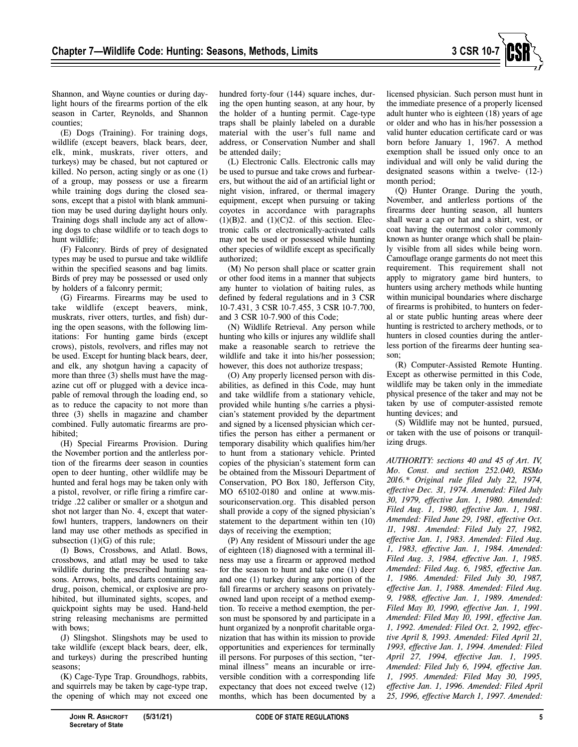Shannon, and Wayne counties or during daylight hours of the firearms portion of the elk season in Carter, Reynolds, and Shannon counties;

(E) Dogs (Training). For training dogs, wildlife (except beavers, black bears, deer, elk, mink, muskrats, river otters, and turkeys) may be chased, but not captured or killed. No person, acting singly or as one (1) of a group, may possess or use a firearm while training dogs during the closed seasons, except that a pistol with blank ammunition may be used during daylight hours only. Training dogs shall include any act of allowing dogs to chase wildlife or to teach dogs to hunt wildlife;

(F) Falconry. Birds of prey of designated types may be used to pursue and take wildlife within the specified seasons and bag limits. Birds of prey may be possessed or used only by holders of a falconry permit;

(G) Firearms. Firearms may be used to take wildlife (except beavers, mink, muskrats, river otters, turtles, and fish) during the open seasons, with the following limitations: For hunting game birds (except crows), pistols, revolvers, and rifles may not be used. Except for hunting black bears, deer, and elk, any shotgun having a capacity of more than three (3) shells must have the magazine cut off or plugged with a device incapable of removal through the loading end, so as to reduce the capacity to not more than three (3) shells in magazine and chamber combined. Fully automatic firearms are prohibited;

(H) Special Firearms Provision. During the November portion and the antlerless portion of the firearms deer season in counties open to deer hunting, other wildlife may be hunted and feral hogs may be taken only with a pistol, revolver, or rifle firing a rimfire cartridge .22 caliber or smaller or a shotgun and shot not larger than No. 4, except that waterfowl hunters, trappers, landowners on their land may use other methods as specified in subsection (1)(G) of this rule;

(I) Bows, Crossbows, and Atlatl. Bows, crossbows, and atlatl may be used to take wildlife during the prescribed hunting seasons. Arrows, bolts, and darts containing any drug, poison, chemical, or explosive are prohibited, but illuminated sights, scopes, and quickpoint sights may be used. Hand-held string releasing mechanisms are permitted with bows;

(J) Slingshot. Slingshots may be used to take wildlife (except black bears, deer, elk, and turkeys) during the prescribed hunting seasons;

(K) Cage-Type Trap. Groundhogs, rabbits, and squirrels may be taken by cage-type trap, the opening of which may not exceed one hundred forty-four (144) square inches, during the open hunting season, at any hour, by the holder of a hunting permit. Cage-type traps shall be plainly labeled on a durable material with the user's full name and address, or Conservation Number and shall be attended daily;

(L) Electronic Calls. Electronic calls may be used to pursue and take crows and furbearers, but without the aid of an artificial light or night vision, infrared, or thermal imagery equipment, except when pursuing or taking coyotes in accordance with paragraphs (1)(B)2. and (1)(C)2. of this section. Electronic calls or electronically-activated calls may not be used or possessed while hunting other species of wildlife except as specifically authorized;

(M) No person shall place or scatter grain or other food items in a manner that subjects any hunter to violation of baiting rules, as defined by federal regulations and in 3 CSR 10-7.431, 3 CSR 10-7.455, 3 CSR 10-7.700, and 3 CSR 10-7.900 of this Code;

(N) Wildlife Retrieval. Any person while hunting who kills or injures any wildlife shall make a reasonable search to retrieve the wildlife and take it into his/her possession; however, this does not authorize trespass;

(O) Any properly licensed person with disabilities, as defined in this Code, may hunt and take wildlife from a stationary vehicle, provided while hunting s/he carries a physician's statement provided by the department and signed by a licensed physician which certifies the person has either a permanent or temporary disability which qualifies him/her to hunt from a stationary vehicle. Printed copies of the physician's statement form can be obtained from the Missouri Department of Conservation, PO Box 180, Jefferson City, MO 65102-0180 and online at www.missouriconservation.org. This disabled person shall provide a copy of the signed physician's statement to the department within ten (10) days of receiving the exemption;

(P) Any resident of Missouri under the age of eighteen (18) diagnosed with a terminal illness may use a firearm or approved method for the season to hunt and take one (1) deer and one (1) turkey during any portion of the fall firearms or archery seasons on privately-owned land upon receipt of a method exemption. To receive a method exemption, the person must be sponsored by and participate in a hunt organized by a nonprofit charitable organization that has within its mission to provide opportunities and experiences for terminally ill persons. For purposes of this section, "terminal illness" means an incurable or irreversible condition with a corresponding life expectancy that does not exceed twelve (12) months, which has been documented by a licensed physician. Such person must hunt in the immediate presence of a properly licensed adult hunter who is eighteen (18) years of age or older and who has in his/her possession a valid hunter education certificate card or was born before January 1, 1967. A method exemption shall be issued only once to an individual and will only be valid during the designated seasons within a twelve- (12-) month period;

(Q) Hunter Orange. During the youth, November, and antlerless portions of the firearms deer hunting season, all hunters shall wear a cap or hat and a shirt, vest, or coat having the outermost color commonly known as hunter orange which shall be plainly visible from all sides while being worn. Camouflage orange garments do not meet this requirement. This requirement shall not apply to migratory game bird hunters, to hunters using archery methods while hunting within municipal boundaries where discharge of firearms is prohibited, to hunters on federal or state public hunting areas where deer hunting is restricted to archery methods, or to hunters in closed counties during the antlerless portion of the firearms deer hunting season;

(R) Computer-Assisted Remote Hunting. Except as otherwise permitted in this Code, wildlife may be taken only in the immediate physical presence of the taker and may not be taken by use of computer-assisted remote hunting devices; and

(S) Wildlife may not be hunted, pursued, or taken with the use of poisons or tranquilizing drugs.

*AUTHORITY: sections 40 and 45 of Art. IV, Mo. Const. and section 252.040, RSMo 2016.\* Original rule filed July 22, 1974, effective Dec. 31, 1974. Amended: Filed July 30, 1979, effective Jan. 1, 1980. Amended: Filed Aug. 1, 1980, effective Jan. 1, 1981. Amended: Filed June 29, 1981, effective Oct. 11, 1981. Amended: Filed July 27, 1982, effective Jan. 1, 1983. Amended: Filed Aug. 1, 1983, effective Jan. 1, 1984. Amended: Filed Aug. 3, 1984, effective Jan. 1, 1985. Amended: Filed Aug. 6, 1985, effective Jan. 1, 1986. Amended: Filed July 30, 1987, effective Jan. 1, 1988. Amended: Filed Aug. 9, 1988, effective Jan. 1, 1989. Amended: Filed May 10, 1990, effective Jan. 1, 1991. Amended: Filed May 10, 1991, effective Jan. 1, 1992. Amended: Filed Oct. 2, 1992, effective April 8, 1993. Amended: Filed April 21, 1993, effective Jan. 1, 1994. Amended: Filed April 27, 1994, effective Jan. 1, 1995. Amended: Filed July 6, 1994, effective Jan. 1, 1995. Amended: Filed May 30, 1995, effective Jan. 1, 1996. Amended: Filed April 25, 1996, effective March 1, 1997. Amended:*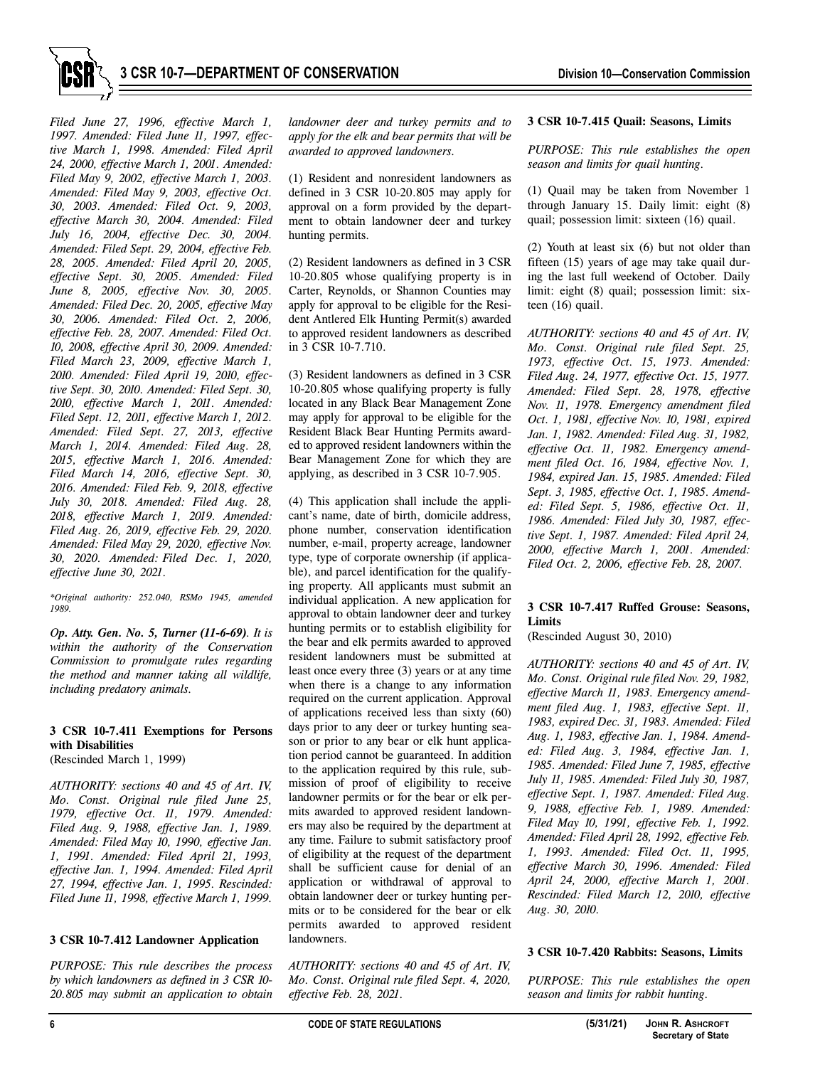*Filed June 27, 1996, effective March 1, 1997. Amended: Filed June 11, 1997, effective March 1, 1998. Amended: Filed April 24, 2000, effective March 1, 2001. Amended: Filed May 9, 2002, effective March 1, 2003. Amended: Filed May 9, 2003, effective Oct. 30, 2003. Amended: Filed Oct. 9, 2003, effective March 30, 2004. Amended: Filed July 16, 2004, effective Dec. 30, 2004. Amended: Filed Sept. 29, 2004, effective Feb. 28, 2005. Amended: Filed April 20, 2005, effective Sept. 30, 2005. Amended: Filed June 8, 2005, effective Nov. 30, 2005. Amended: Filed Dec. 20, 2005, effective May 30, 2006. Amended: Filed Oct. 2, 2006, effective Feb. 28, 2007. Amended: Filed Oct. 10, 2008, effective April 30, 2009. Amended: Filed March 23, 2009, effective March 1, 2010. Amended: Filed April 19, 2010, effective Sept. 30, 2010. Amended: Filed Sept. 30, 2010, effective March 1, 2011. Amended: Filed Sept. 12, 2011, effective March 1, 2012. Amended: Filed Sept. 27, 2013, effective March 1, 2014. Amended: Filed Aug. 28, 2015, effective March 1, 2016. Amended: Filed March 14, 2016, effective Sept. 30, 2016. Amended: Filed Feb. 9, 2018, effective July 30, 2018. Amended: Filed Aug. 28, 2018, effective March 1, 2019. Amended: Filed Aug. 26, 2019, effective Feb. 29, 2020. Amended: Filed May 29, 2020, effective Nov. 30, 2020. Amended: Filed Dec. 1, 2020, effective June 30, 2021.*

*\*Original authority: 252.040, RSMo 1945, amended 1989.*

***Op. Atty. Gen. No. 5, Turner (11-6-69).** It is within the authority of the Conservation Commission to promulgate rules regarding the method and manner taking all wildlife, including predatory animals.*

### 3 CSR 10-7.411 Exemptions for Persons with Disabilities

(Rescinded March 1, 1999)

*AUTHORITY: sections 40 and 45 of Art. IV, Mo. Const. Original rule filed June 25, 1979, effective Oct. 11, 1979. Amended: Filed Aug. 9, 1988, effective Jan. 1, 1989. Amended: Filed May 10, 1990, effective Jan. 1, 1991. Amended: Filed April 21, 1993, effective Jan. 1, 1994. Amended: Filed April 27, 1994, effective Jan. 1, 1995. Rescinded: Filed June 11, 1998, effective March 1, 1999.*

### 3 CSR 10-7.412 Landowner Application

*PURPOSE: This rule describes the process by which landowners as defined in 3 CSR 10-20.805 may submit an application to obtain landowner deer and turkey permits and to apply for the elk and bear permits that will be awarded to approved landowners.*

(1) Resident and nonresident landowners as defined in 3 CSR 10-20.805 may apply for approval on a form provided by the department to obtain landowner deer and turkey hunting permits.

(2) Resident landowners as defined in 3 CSR 10-20.805 whose qualifying property is in Carter, Reynolds, or Shannon Counties may apply for approval to be eligible for the Resident Antlered Elk Hunting Permit(s) awarded to approved resident landowners as described in 3 CSR 10-7.710.

(3) Resident landowners as defined in 3 CSR 10-20.805 whose qualifying property is fully located in any Black Bear Management Zone may apply for approval to be eligible for the Resident Black Bear Hunting Permits awarded to approved resident landowners within the Bear Management Zone for which they are applying, as described in 3 CSR 10-7.905.

(4) This application shall include the applicant's name, date of birth, domicile address, phone number, conservation identification number, e-mail, property acreage, landowner type, type of corporate ownership (if applicable), and parcel identification for the qualifying property. All applicants must submit an individual application. A new application for approval to obtain landowner deer and turkey hunting permits or to establish eligibility for the bear and elk permits awarded to approved resident landowners must be submitted at least once every three (3) years or at any time when there is a change to any information required on the current application. Approval of applications received less than sixty (60) days prior to any deer or turkey hunting season or prior to any bear or elk hunt application period cannot be guaranteed. In addition to the application required by this rule, submission of proof of eligibility to receive landowner permits or for the bear or elk permits awarded to approved resident landowners may also be required by the department at any time. Failure to submit satisfactory proof of eligibility at the request of the department shall be sufficient cause for denial of an application or withdrawal of approval to obtain landowner deer or turkey hunting permits or to be considered for the bear or elk permits awarded to approved resident landowners.

*AUTHORITY: sections 40 and 45 of Art. IV, Mo. Const. Original rule filed Sept. 4, 2020, effective Feb. 28, 2021.*

### 3 CSR 10-7.415 Quail: Seasons, Limits

*PURPOSE: This rule establishes the open season and limits for quail hunting.*

(1) Quail may be taken from November 1 through January 15. Daily limit: eight (8) quail; possession limit: sixteen (16) quail.

(2) Youth at least six (6) but not older than fifteen (15) years of age may take quail during the last full weekend of October. Daily limit: eight (8) quail; possession limit: sixteen (16) quail.

*AUTHORITY: sections 40 and 45 of Art. IV, Mo. Const. Original rule filed Sept. 25, 1973, effective Oct. 15, 1973. Amended: Filed Aug. 24, 1977, effective Oct. 15, 1977. Amended: Filed Sept. 28, 1978, effective Nov. 11, 1978. Emergency amendment filed Oct. 1, 1981, effective Nov. 10, 1981, expired Jan. 1, 1982. Amended: Filed Aug. 31, 1982, effective Oct. 11, 1982. Emergency amendment filed Oct. 16, 1984, effective Nov. 1, 1984, expired Jan. 15, 1985. Amended: Filed Sept. 3, 1985, effective Oct. 1, 1985. Amended: Filed Sept. 5, 1986, effective Oct. 11, 1986. Amended: Filed July 30, 1987, effective Sept. 1, 1987. Amended: Filed April 24, 2000, effective March 1, 2001. Amended: Filed Oct. 2, 2006, effective Feb. 28, 2007.*

### 3 CSR 10-7.417 Ruffed Grouse: Seasons, Limits

(Rescinded August 30, 2010)

*AUTHORITY: sections 40 and 45 of Art. IV, Mo. Const. Original rule filed Nov. 29, 1982, effective March 11, 1983. Emergency amendment filed Aug. 1, 1983, effective Sept. 11, 1983, expired Dec. 31, 1983. Amended: Filed Aug. 1, 1983, effective Jan. 1, 1984. Amended: Filed Aug. 3, 1984, effective Jan. 1, 1985. Amended: Filed June 7, 1985, effective July 11, 1985. Amended: Filed July 30, 1987, effective Sept. 1, 1987. Amended: Filed Aug. 9, 1988, effective Feb. 1, 1989. Amended: Filed May 10, 1991, effective Feb. 1, 1992. Amended: Filed April 28, 1992, effective Feb. 1, 1993. Amended: Filed Oct. 11, 1995, effective March 30, 1996. Amended: Filed April 24, 2000, effective March 1, 2001. Rescinded: Filed March 12, 2010, effective Aug. 30, 2010.*

### 3 CSR 10-7.420 Rabbits: Seasons, Limits

*PURPOSE: This rule establishes the open season and limits for rabbit hunting.*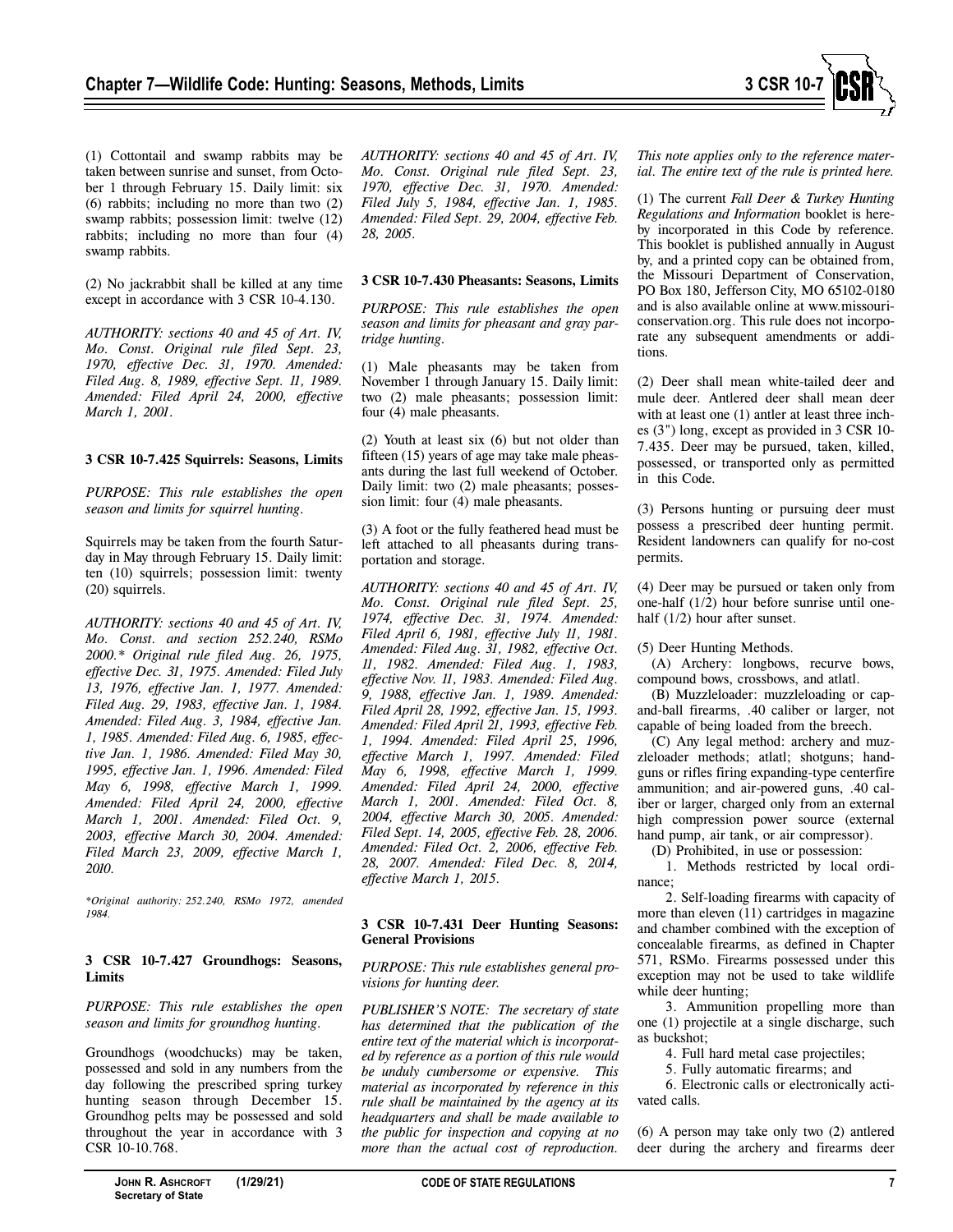(1) Cottontail and swamp rabbits may be taken between sunrise and sunset, from October 1 through February 15. Daily limit: six (6) rabbits; including no more than two (2) swamp rabbits; possession limit: twelve (12) rabbits; including no more than four (4) swamp rabbits.

(2) No jackrabbit shall be killed at any time except in accordance with 3 CSR 10-4.130.

*AUTHORITY: sections 40 and 45 of Art. IV, Mo. Const. Original rule filed Sept. 23, 1970, effective Dec. 31, 1970. Amended: Filed Aug. 8, 1989, effective Sept. 11, 1989. Amended: Filed April 24, 2000, effective March 1, 2001.*

### 3 CSR 10-7.425 Squirrels: Seasons, Limits

*PURPOSE: This rule establishes the open season and limits for squirrel hunting.*

Squirrels may be taken from the fourth Saturday in May through February 15. Daily limit: ten (10) squirrels; possession limit: twenty (20) squirrels.

*AUTHORITY: sections 40 and 45 of Art. IV, Mo. Const. and section 252.240, RSMo 2000.\* Original rule filed Aug. 26, 1975, effective Dec. 31, 1975. Amended: Filed July 13, 1976, effective Jan. 1, 1977. Amended: Filed Aug. 29, 1983, effective Jan. 1, 1984. Amended: Filed Aug. 3, 1984, effective Jan. 1, 1985. Amended: Filed Aug. 6, 1985, effective Jan. 1, 1986. Amended: Filed May 30, 1995, effective Jan. 1, 1996. Amended: Filed May 6, 1998, effective March 1, 1999. Amended: Filed April 24, 2000, effective March 1, 2001. Amended: Filed Oct. 9, 2003, effective March 30, 2004. Amended: Filed March 23, 2009, effective March 1, 2010.*

*\*Original authority: 252.240, RSMo 1972, amended 1984.*

### 3 CSR 10-7.427 Groundhogs: Seasons, Limits

*PURPOSE: This rule establishes the open season and limits for groundhog hunting.*

Groundhogs (woodchucks) may be taken, possessed and sold in any numbers from the day following the prescribed spring turkey hunting season through December 15. Groundhog pelts may be possessed and sold throughout the year in accordance with 3 CSR 10-10.768.

*AUTHORITY: sections 40 and 45 of Art. IV, Mo. Const. Original rule filed Sept. 23, 1970, effective Dec. 31, 1970. Amended: Filed July 5, 1984, effective Jan. 1, 1985. Amended: Filed Sept. 29, 2004, effective Feb. 28, 2005.*

### 3 CSR 10-7.430 Pheasants: Seasons, Limits

*PURPOSE: This rule establishes the open season and limits for pheasant and gray partridge hunting.*

(1) Male pheasants may be taken from November 1 through January 15. Daily limit: two (2) male pheasants; possession limit: four (4) male pheasants.

(2) Youth at least six (6) but not older than fifteen (15) years of age may take male pheasants during the last full weekend of October. Daily limit: two (2) male pheasants; possession limit: four (4) male pheasants.

(3) A foot or the fully feathered head must be left attached to all pheasants during transportation and storage.

*AUTHORITY: sections 40 and 45 of Art. IV, Mo. Const. Original rule filed Sept. 25, 1974, effective Dec. 31, 1974. Amended: Filed April 6, 1981, effective July 11, 1981. Amended: Filed Aug. 31, 1982, effective Oct. 11, 1982. Amended: Filed Aug. 1, 1983, effective Nov. 11, 1983. Amended: Filed Aug. 9, 1988, effective Jan. 1, 1989. Amended: Filed April 28, 1992, effective Jan. 15, 1993. Amended: Filed April 21, 1993, effective Feb. 1, 1994. Amended: Filed April 25, 1996, effective March 1, 1997. Amended: Filed May 6, 1998, effective March 1, 1999. Amended: Filed April 24, 2000, effective March 1, 2001. Amended: Filed Oct. 8, 2004, effective March 30, 2005. Amended: Filed Sept. 14, 2005, effective Feb. 28, 2006. Amended: Filed Oct. 2, 2006, effective Feb. 28, 2007. Amended: Filed Dec. 8, 2014, effective March 1, 2015.*

### 3 CSR 10-7.431 Deer Hunting Seasons: General Provisions

*PURPOSE: This rule establishes general provisions for hunting deer.*

*PUBLISHER'S NOTE: The secretary of state has determined that the publication of the entire text of the material which is incorporated by reference as a portion of this rule would be unduly cumbersome or expensive. This material as incorporated by reference in this rule shall be maintained by the agency at its headquarters and shall be made available to the public for inspection and copying at no more than the actual cost of reproduction. This note applies only to the reference material. The entire text of the rule is printed here.*

(1) The current *Fall Deer & Turkey Hunting Regulations and Information* booklet is hereby incorporated in this Code by reference. This booklet is published annually in August by, and a printed copy can be obtained from, the Missouri Department of Conservation, PO Box 180, Jefferson City, MO 65102-0180 and is also available online at www.missouriconservation.org. This rule does not incorporate any subsequent amendments or additions.

(2) Deer shall mean white-tailed deer and mule deer. Antlered deer shall mean deer with at least one (1) antler at least three inches (3") long, except as provided in 3 CSR 10-7.435. Deer may be pursued, taken, killed, possessed, or transported only as permitted in this Code.

(3) Persons hunting or pursuing deer must possess a prescribed deer hunting permit. Resident landowners can qualify for no-cost permits.

(4) Deer may be pursued or taken only from one-half (1/2) hour before sunrise until one-half (1/2) hour after sunset.

(5) Deer Hunting Methods.

(A) Archery: longbows, recurve bows, compound bows, crossbows, and atlatl.

(B) Muzzleloader: muzzleloading or cap-and-ball firearms, .40 caliber or larger, not capable of being loaded from the breech.

(C) Any legal method: archery and muzzleloader methods; atlatl; shotguns; handguns or rifles firing expanding-type centerfire ammunition; and air-powered guns, .40 caliber or larger, charged only from an external high compression power source (external hand pump, air tank, or air compressor).

(D) Prohibited, in use or possession:

1. Methods restricted by local ordinance;

2. Self-loading firearms with capacity of more than eleven (11) cartridges in magazine and chamber combined with the exception of concealable firearms, as defined in Chapter 571, RSMo. Firearms possessed under this exception may not be used to take wildlife while deer hunting;

3. Ammunition propelling more than one (1) projectile at a single discharge, such as buckshot;

4. Full hard metal case projectiles;

5. Fully automatic firearms; and

6. Electronic calls or electronically activated calls.

(6) A person may take only two (2) antlered deer during the archery and firearms deer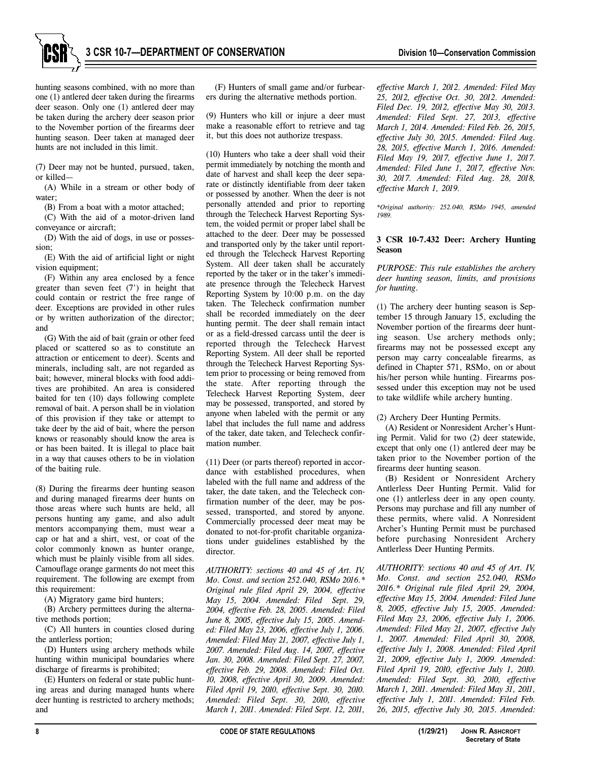hunting seasons combined, with no more than one (1) antlered deer taken during the firearms deer season. Only one (1) antlered deer may be taken during the archery deer season prior to the November portion of the firearms deer hunting season. Deer taken at managed deer hunts are not included in this limit.

(7) Deer may not be hunted, pursued, taken, or killed—

(A) While in a stream or other body of water;

(B) From a boat with a motor attached;

(C) With the aid of a motor-driven land conveyance or aircraft;

(D) With the aid of dogs, in use or possession;

(E) With the aid of artificial light or night vision equipment;

(F) Within any area enclosed by a fence greater than seven feet (7') in height that could contain or restrict the free range of deer. Exceptions are provided in other rules or by written authorization of the director; and

(G) With the aid of bait (grain or other feed placed or scattered so as to constitute an attraction or enticement to deer). Scents and minerals, including salt, are not regarded as bait; however, mineral blocks with food additives are prohibited. An area is considered baited for ten (10) days following complete removal of bait. A person shall be in violation of this provision if they take or attempt to take deer by the aid of bait, where the person knows or reasonably should know the area is or has been baited. It is illegal to place bait in a way that causes others to be in violation of the baiting rule.

(8) During the firearms deer hunting season and during managed firearms deer hunts on those areas where such hunts are held, all persons hunting any game, and also adult mentors accompanying them, must wear a cap or hat and a shirt, vest, or coat of the color commonly known as hunter orange, which must be plainly visible from all sides. Camouflage orange garments do not meet this requirement. The following are exempt from this requirement:

(A) Migratory game bird hunters;

(B) Archery permittees during the alternative methods portion;

(C) All hunters in counties closed during the antlerless portion;

(D) Hunters using archery methods while hunting within municipal boundaries where discharge of firearms is prohibited;

(E) Hunters on federal or state public hunting areas and during managed hunts where deer hunting is restricted to archery methods; and

(F) Hunters of small game and/or furbearers during the alternative methods portion.

(9) Hunters who kill or injure a deer must make a reasonable effort to retrieve and tag it, but this does not authorize trespass.

(10) Hunters who take a deer shall void their permit immediately by notching the month and date of harvest and shall keep the deer separate or distinctly identifiable from deer taken or possessed by another. When the deer is not personally attended and prior to reporting through the Telecheck Harvest Reporting System, the voided permit or proper label shall be attached to the deer. Deer may be possessed and transported only by the taker until reported through the Telecheck Harvest Reporting System. All deer taken shall be accurately reported by the taker or in the taker's immediate presence through the Telecheck Harvest Reporting System by 10:00 p.m. on the day taken. The Telecheck confirmation number shall be recorded immediately on the deer hunting permit. The deer shall remain intact or as a field-dressed carcass until the deer is reported through the Telecheck Harvest Reporting System. All deer shall be reported through the Telecheck Harvest Reporting System prior to processing or being removed from the state. After reporting through the Telecheck Harvest Reporting System, deer may be possessed, transported, and stored by anyone when labeled with the permit or any label that includes the full name and address of the taker, date taken, and Telecheck confirmation number.

(11) Deer (or parts thereof) reported in accordance with established procedures, when labeled with the full name and address of the taker, the date taken, and the Telecheck confirmation number of the deer, may be possessed, transported, and stored by anyone. Commercially processed deer meat may be donated to not-for-profit charitable organizations under guidelines established by the director.

*AUTHORITY: sections 40 and 45 of Art. IV, Mo. Const. and section 252.040, RSMo 2016.\* Original rule filed April 29, 2004, effective May 15, 2004. Amended: Filed Sept. 29, 2004, effective Feb. 28, 2005. Amended: Filed June 8, 2005, effective July 15, 2005. Amended: Filed May 23, 2006, effective July 1, 2006. Amended: Filed May 21, 2007, effective July 1, 2007. Amended: Filed Aug. 14, 2007, effective Jan. 30, 2008. Amended: Filed Sept. 27, 2007, effective Feb. 29, 2008. Amended: Filed Oct. 10, 2008, effective April 30, 2009. Amended: Filed April 19, 2010, effective Sept. 30, 2010. Amended: Filed Sept. 30, 2010, effective March 1, 2011. Amended: Filed Sept. 12, 2011, effective March 1, 2012. Amended: Filed May 25, 2012, effective Oct. 30, 2012. Amended: Filed Dec. 19, 2012, effective May 30, 2013. Amended: Filed Sept. 27, 2013, effective March 1, 2014. Amended: Filed Feb. 26, 2015, effective July 30, 2015. Amended: Filed Aug. 28, 2015, effective March 1, 2016. Amended: Filed May 19, 2017, effective June 1, 2017. Amended: Filed June 1, 2017, effective Nov. 30, 2017. Amended: Filed Aug. 28, 2018, effective March 1, 2019.*

*\*Original authority: 252.040, RSMo 1945, amended 1989.*

### 3 CSR 10-7.432 Deer: Archery Hunting Season

*PURPOSE: This rule establishes the archery deer hunting season, limits, and provisions for hunting.*

(1) The archery deer hunting season is September 15 through January 15, excluding the November portion of the firearms deer hunting season. Use archery methods only; firearms may not be possessed except any person may carry concealable firearms, as defined in Chapter 571, RSMo, on or about his/her person while hunting. Firearms possessed under this exception may not be used to take wildlife while archery hunting.

(2) Archery Deer Hunting Permits.

(A) Resident or Nonresident Archer's Hunting Permit. Valid for two (2) deer statewide, except that only one (1) antlered deer may be taken prior to the November portion of the firearms deer hunting season.

(B) Resident or Nonresident Archery Antlerless Deer Hunting Permit. Valid for one (1) antlerless deer in any open county. Persons may purchase and fill any number of these permits, where valid. A Nonresident Archer's Hunting Permit must be purchased before purchasing Nonresident Archery Antlerless Deer Hunting Permits.

*AUTHORITY: sections 40 and 45 of Art. IV, Mo. Const. and section 252.040, RSMo 2016.\* Original rule filed April 29, 2004, effective May 15, 2004. Amended: Filed June 8, 2005, effective July 15, 2005. Amended: Filed May 23, 2006, effective July 1, 2006. Amended: Filed May 21, 2007, effective July 1, 2007. Amended: Filed April 30, 2008, effective July 1, 2008. Amended: Filed April 21, 2009, effective July 1, 2009. Amended: Filed April 19, 2010, effective July 1, 2010. Amended: Filed Sept. 30, 2010, effective March 1, 2011. Amended: Filed May 31, 2011, effective July 1, 2011. Amended: Filed Feb. 26, 2015, effective July 30, 2015. Amended:*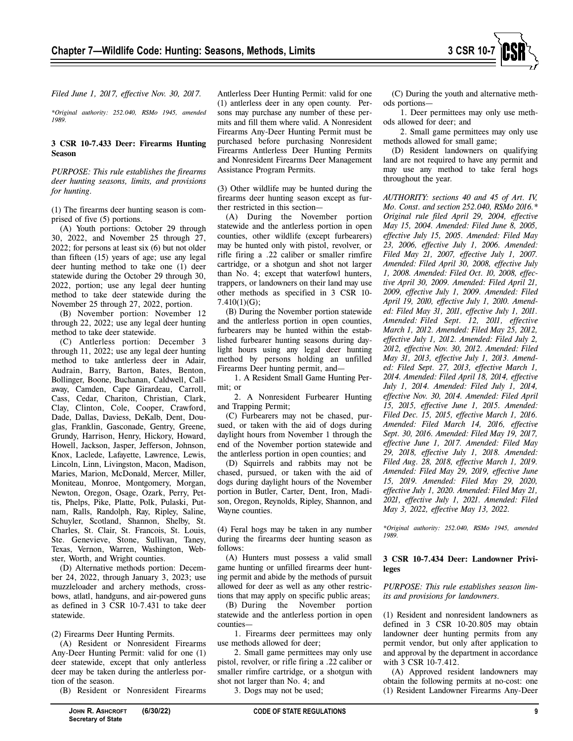*Filed June 1, 2017, effective Nov. 30, 2017.*

*\*Original authority: 252.040, RSMo 1945, amended 1989.*

### 3 CSR 10-7.433 Deer: Firearms Hunting Season

*PURPOSE: This rule establishes the firearms deer hunting seasons, limits, and provisions for hunting.*

(1) The firearms deer hunting season is comprised of five (5) portions.

(A) Youth portions: October 29 through 30, 2022, and November 25 through 27, 2022; for persons at least six (6) but not older than fifteen (15) years of age; use any legal deer hunting method to take one (1) deer statewide during the October 29 through 30, 2022, portion; use any legal deer hunting method to take deer statewide during the November 25 through 27, 2022, portion.

(B) November portion: November 12 through 22, 2022; use any legal deer hunting method to take deer statewide.

(C) Antlerless portion: December 3 through 11, 2022; use any legal deer hunting method to take antlerless deer in Adair, Audrain, Barry, Barton, Bates, Benton, Bollinger, Boone, Buchanan, Caldwell, Callaway, Camden, Cape Girardeau, Carroll, Cass, Cedar, Chariton, Christian, Clark, Clay, Clinton, Cole, Cooper, Crawford, Dade, Dallas, Daviess, DeKalb, Dent, Douglas, Franklin, Gasconade, Gentry, Greene, Grundy, Harrison, Henry, Hickory, Howard, Howell, Jackson, Jasper, Jefferson, Johnson, Knox, Laclede, Lafayette, Lawrence, Lewis, Lincoln, Linn, Livingston, Macon, Madison, Maries, Marion, McDonald, Mercer, Miller, Moniteau, Monroe, Montgomery, Morgan, Newton, Oregon, Osage, Ozark, Perry, Pettis, Phelps, Pike, Platte, Polk, Pulaski, Putnam, Ralls, Randolph, Ray, Ripley, Saline, Schuyler, Scotland, Shannon, Shelby, St. Charles, St. Clair, St. Francois, St. Louis, Ste. Genevieve, Stone, Sullivan, Taney, Texas, Vernon, Warren, Washington, Webster, Worth, and Wright counties.

(D) Alternative methods portion: December 24, 2022, through January 3, 2023; use muzzleloader and archery methods, crossbows, atlatl, handguns, and air-powered guns as defined in 3 CSR 10-7.431 to take deer statewide.

(2) Firearms Deer Hunting Permits.

(A) Resident or Nonresident Firearms Any-Deer Hunting Permit: valid for one (1) deer statewide, except that only antlerless deer may be taken during the antlerless portion of the season.

(B) Resident or Nonresident Firearms Antlerless Deer Hunting Permit: valid for one (1) antlerless deer in any open county. Persons may purchase any number of these permits and fill them where valid. A Nonresident Firearms Any-Deer Hunting Permit must be purchased before purchasing Nonresident Firearms Antlerless Deer Hunting Permits and Nonresident Firearms Deer Management Assistance Program Permits.

(3) Other wildlife may be hunted during the firearms deer hunting season except as further restricted in this section—

(A) During the November portion statewide and the antlerless portion in open counties, other wildlife (except furbearers) may be hunted only with pistol, revolver, or rifle firing a .22 caliber or smaller rimfire cartridge, or a shotgun and shot not larger than No. 4; except that waterfowl hunters, trappers, or landowners on their land may use other methods as specified in 3 CSR 10-7.410(1)(G);

(B) During the November portion statewide and the antlerless portion in open counties, furbearers may be hunted within the established furbearer hunting seasons during daylight hours using any legal deer hunting method by persons holding an unfilled Firearms Deer hunting permit, and—

1. A Resident Small Game Hunting Permit; or

2. A Nonresident Furbearer Hunting and Trapping Permit;

(C) Furbearers may not be chased, pursued, or taken with the aid of dogs during daylight hours from November 1 through the end of the November portion statewide and the antlerless portion in open counties; and

(D) Squirrels and rabbits may not be chased, pursued, or taken with the aid of dogs during daylight hours of the November portion in Butler, Carter, Dent, Iron, Madison, Oregon, Reynolds, Ripley, Shannon, and Wayne counties.

(4) Feral hogs may be taken in any number during the firearms deer hunting season as follows:

(A) Hunters must possess a valid small game hunting or unfilled firearms deer hunting permit and abide by the methods of pursuit allowed for deer as well as any other restrictions that may apply on specific public areas;

(B) During the November portion statewide and the antlerless portion in open counties—

1. Firearms deer permittees may only use methods allowed for deer;

2. Small game permittees may only use pistol, revolver, or rifle firing a .22 caliber or smaller rimfire cartridge, or a shotgun with shot not larger than No. 4; and

3. Dogs may not be used;

(C) During the youth and alternative methods portions—

1. Deer permittees may only use methods allowed for deer; and

2. Small game permittees may only use methods allowed for small game;

(D) Resident landowners on qualifying land are not required to have any permit and may use any method to take feral hogs throughout the year.

*AUTHORITY: sections 40 and 45 of Art. IV, Mo. Const. and section 252.040, RSMo 2016.\* Original rule filed April 29, 2004, effective May 15, 2004. Amended: Filed June 8, 2005, effective July 15, 2005. Amended: Filed May 23, 2006, effective July 1, 2006. Amended: Filed May 21, 2007, effective July 1, 2007. Amended: Filed April 30, 2008, effective July 1, 2008. Amended: Filed Oct. 10, 2008, effective April 30, 2009. Amended: Filed April 21, 2009, effective July 1, 2009. Amended: Filed April 19, 2010, effective July 1, 2010. Amended: Filed May 31, 2011, effective July 1, 2011. Amended: Filed Sept. 12, 2011, effective March 1, 2012. Amended: Filed May 25, 2012, effective July 1, 2012. Amended: Filed July 2, 2012, effective Nov. 30, 2012. Amended: Filed May 31, 2013, effective July 1, 2013. Amended: Filed Sept. 27, 2013, effective March 1, 2014. Amended: Filed April 18, 2014, effective July 1, 2014. Amended: Filed July 1, 2014, effective Nov. 30, 2014. Amended: Filed April 15, 2015, effective June 1, 2015. Amended: Filed Dec. 15, 2015, effective March 1, 2016. Amended: Filed March 14, 2016, effective Sept. 30, 2016. Amended: Filed May 19, 2017, effective June 1, 2017. Amended: Filed May 29, 2018, effective July 1, 2018. Amended: Filed Aug. 28, 2018, effective March 1, 2019. Amended: Filed May 29, 2019, effective June 15, 2019. Amended: Filed May 29, 2020, effective July 1, 2020. Amended: Filed May 21, 2021, effective July 1, 2021. Amended: Filed May 3, 2022, effective May 13, 2022.*

*\*Original authority: 252.040, RSMo 1945, amended 1989.*

### 3 CSR 10-7.434 Deer: Landowner Privileges

*PURPOSE: This rule establishes season limits and provisions for landowners.*

(1) Resident and nonresident landowners as defined in 3 CSR 10-20.805 may obtain landowner deer hunting permits from any permit vendor, but only after application to and approval by the department in accordance with 3 CSR 10-7.412.

(A) Approved resident landowners may obtain the following permits at no-cost: one (1) Resident Landowner Firearms Any-Deer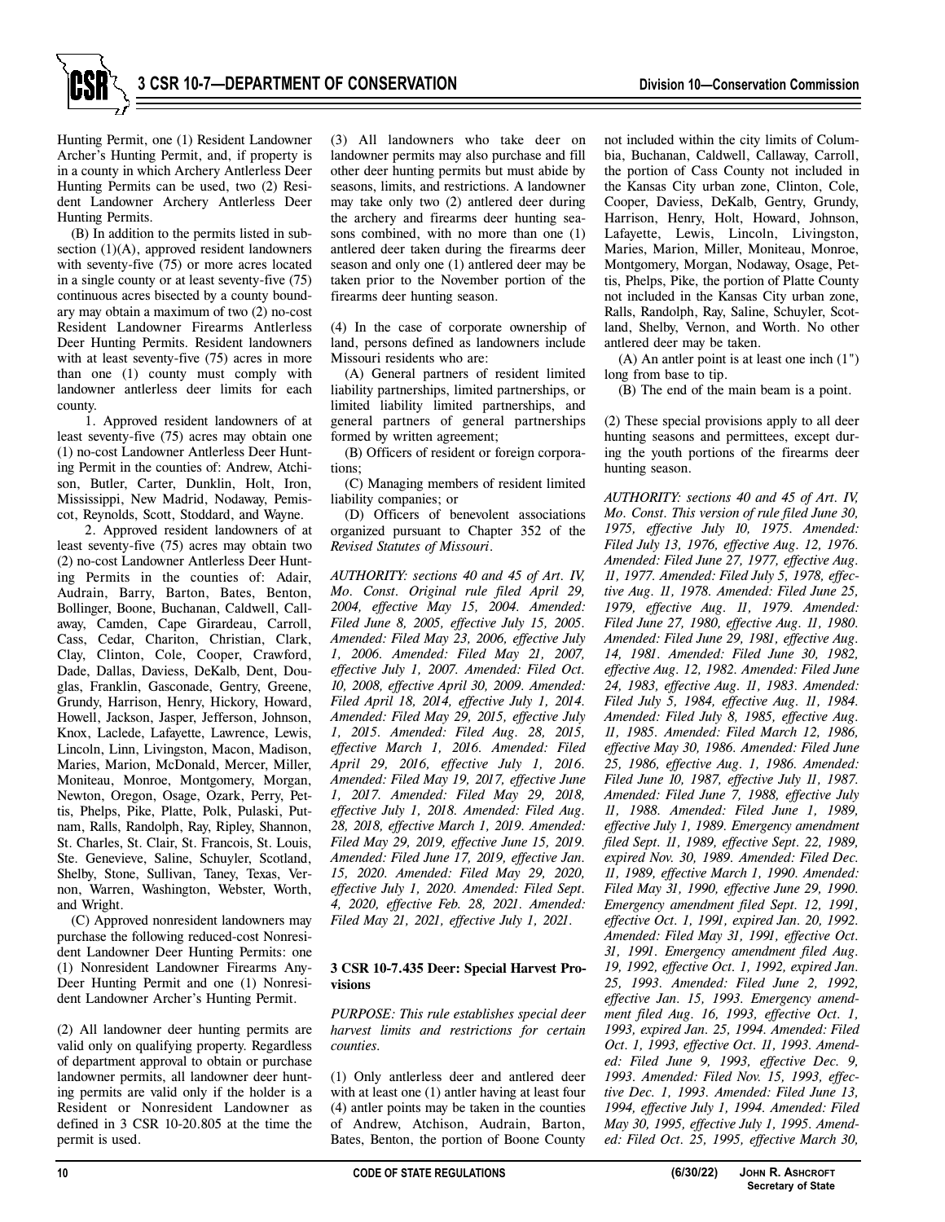Hunting Permit, one (1) Resident Landowner Archer's Hunting Permit, and, if property is in a county in which Archery Antlerless Deer Hunting Permits can be used, two (2) Resident Landowner Archery Antlerless Deer Hunting Permits.

(B) In addition to the permits listed in subsection (1)(A), approved resident landowners with seventy-five (75) or more acres located in a single county or at least seventy-five (75) continuous acres bisected by a county boundary may obtain a maximum of two (2) no-cost Resident Landowner Firearms Antlerless Deer Hunting Permits. Resident landowners with at least seventy-five (75) acres in more than one (1) county must comply with landowner antlerless deer limits for each county.

1. Approved resident landowners of at least seventy-five (75) acres may obtain one (1) no-cost Landowner Antlerless Deer Hunting Permit in the counties of: Andrew, Atchison, Butler, Carter, Dunklin, Holt, Iron, Mississippi, New Madrid, Nodaway, Pemiscot, Reynolds, Scott, Stoddard, and Wayne.

2. Approved resident landowners of at least seventy-five (75) acres may obtain two (2) no-cost Landowner Antlerless Deer Hunting Permits in the counties of: Adair, Audrain, Barry, Barton, Bates, Benton, Bollinger, Boone, Buchanan, Caldwell, Callaway, Camden, Cape Girardeau, Carroll, Cass, Cedar, Chariton, Christian, Clark, Clay, Clinton, Cole, Cooper, Crawford, Dade, Dallas, Daviess, DeKalb, Dent, Douglas, Franklin, Gasconade, Gentry, Greene, Grundy, Harrison, Henry, Hickory, Howard, Howell, Jackson, Jasper, Jefferson, Johnson, Knox, Laclede, Lafayette, Lawrence, Lewis, Lincoln, Linn, Livingston, Macon, Madison, Maries, Marion, McDonald, Mercer, Miller, Moniteau, Monroe, Montgomery, Morgan, Newton, Oregon, Osage, Ozark, Perry, Pettis, Phelps, Pike, Platte, Polk, Pulaski, Putnam, Ralls, Randolph, Ray, Ripley, Shannon, St. Charles, St. Clair, St. Francois, St. Louis, Ste. Genevieve, Saline, Schuyler, Scotland, Shelby, Stone, Sullivan, Taney, Texas, Vernon, Warren, Washington, Webster, Worth, and Wright.

(C) Approved nonresident landowners may purchase the following reduced-cost Nonresident Landowner Deer Hunting Permits: one (1) Nonresident Landowner Firearms Any-Deer Hunting Permit and one (1) Nonresident Landowner Archer's Hunting Permit.

(2) All landowner deer hunting permits are valid only on qualifying property. Regardless of department approval to obtain or purchase landowner permits, all landowner deer hunting permits are valid only if the holder is a Resident or Nonresident Landowner as defined in 3 CSR 10-20.805 at the time the permit is used.

(3) All landowners who take deer on landowner permits may also purchase and fill other deer hunting permits but must abide by seasons, limits, and restrictions. A landowner may take only two (2) antlered deer during the archery and firearms deer hunting seasons combined, with no more than one (1) antlered deer taken during the firearms deer season and only one (1) antlered deer may be taken prior to the November portion of the firearms deer hunting season.

(4) In the case of corporate ownership of land, persons defined as landowners include Missouri residents who are:

(A) General partners of resident limited liability partnerships, limited partnerships, or limited liability limited partnerships, and general partners of general partnerships formed by written agreement;

(B) Officers of resident or foreign corporations;

(C) Managing members of resident limited liability companies; or

(D) Officers of benevolent associations organized pursuant to Chapter 352 of the *Revised Statutes of Missouri*.

*AUTHORITY: sections 40 and 45 of Art. IV, Mo. Const. Original rule filed April 29, 2004, effective May 15, 2004. Amended: Filed June 8, 2005, effective July 15, 2005. Amended: Filed May 23, 2006, effective July 1, 2006. Amended: Filed May 21, 2007, effective July 1, 2007. Amended: Filed Oct. 10, 2008, effective April 30, 2009. Amended: Filed April 18, 2014, effective July 1, 2014. Amended: Filed May 29, 2015, effective July 1, 2015. Amended: Filed Aug. 28, 2015, effective March 1, 2016. Amended: Filed April 29, 2016, effective July 1, 2016. Amended: Filed May 19, 2017, effective June 1, 2017. Amended: Filed May 29, 2018, effective July 1, 2018. Amended: Filed Aug. 28, 2018, effective March 1, 2019. Amended: Filed May 29, 2019, effective June 15, 2019. Amended: Filed June 17, 2019, effective Jan. 15, 2020. Amended: Filed May 29, 2020, effective July 1, 2020. Amended: Filed Sept. 4, 2020, effective Feb. 28, 2021. Amended: Filed May 21, 2021, effective July 1, 2021.*

### 3 CSR 10-7.435 Deer: Special Harvest Provisions

*PURPOSE: This rule establishes special deer harvest limits and restrictions for certain counties.*

(1) Only antlerless deer and antlered deer with at least one (1) antler having at least four (4) antler points may be taken in the counties of Andrew, Atchison, Audrain, Barton, Bates, Benton, the portion of Boone County not included within the city limits of Columbia, Buchanan, Caldwell, Callaway, Carroll, the portion of Cass County not included in the Kansas City urban zone, Clinton, Cole, Cooper, Daviess, DeKalb, Gentry, Grundy, Harrison, Henry, Holt, Howard, Johnson, Lafayette, Lewis, Lincoln, Livingston, Maries, Marion, Miller, Moniteau, Monroe, Montgomery, Morgan, Nodaway, Osage, Pettis, Phelps, Pike, the portion of Platte County not included in the Kansas City urban zone, Ralls, Randolph, Ray, Saline, Schuyler, Scotland, Shelby, Vernon, and Worth. No other antlered deer may be taken.

(A) An antler point is at least one inch (1") long from base to tip.

(B) The end of the main beam is a point.

(2) These special provisions apply to all deer hunting seasons and permittees, except during the youth portions of the firearms deer hunting season.

*AUTHORITY: sections 40 and 45 of Art. IV, Mo. Const. This version of rule filed June 30, 1975, effective July 10, 1975. Amended: Filed July 13, 1976, effective Aug. 12, 1976. Amended: Filed June 27, 1977, effective Aug. 11, 1977. Amended: Filed July 5, 1978, effective Aug. 11, 1978. Amended: Filed June 25, 1979, effective Aug. 11, 1979. Amended: Filed June 27, 1980, effective Aug. 11, 1980. Amended: Filed June 29, 1981, effective Aug. 14, 1981. Amended: Filed June 30, 1982, effective Aug. 12, 1982. Amended: Filed June 24, 1983, effective Aug. 11, 1983. Amended: Filed July 5, 1984, effective Aug. 11, 1984. Amended: Filed July 8, 1985, effective Aug. 11, 1985. Amended: Filed March 12, 1986, effective May 30, 1986. Amended: Filed June 25, 1986, effective Aug. 1, 1986. Amended: Filed June 10, 1987, effective July 11, 1987. Amended: Filed June 7, 1988, effective July 11, 1988. Amended: Filed June 1, 1989, effective July 1, 1989. Emergency amendment filed Sept. 11, 1989, effective Sept. 22, 1989, expired Nov. 30, 1989. Amended: Filed Dec. 11, 1989, effective March 1, 1990. Amended: Filed May 31, 1990, effective June 29, 1990. Emergency amendment filed Sept. 12, 1991, effective Oct. 1, 1991, expired Jan. 20, 1992. Amended: Filed May 31, 1991, effective Oct. 31, 1991. Emergency amendment filed Aug. 19, 1992, effective Oct. 1, 1992, expired Jan. 25, 1993. Amended: Filed June 2, 1992, effective Jan. 15, 1993. Emergency amendment filed Aug. 16, 1993, effective Oct. 1, 1993, expired Jan. 25, 1994. Amended: Filed Oct. 1, 1993, effective Oct. 11, 1993. Amended: Filed June 9, 1993, effective Dec. 9, 1993. Amended: Filed Nov. 15, 1993, effective Dec. 1, 1993. Amended: Filed June 13, 1994, effective July 1, 1994. Amended: Filed May 30, 1995, effective July 1, 1995. Amended: Filed Oct. 25, 1995, effective March 30,*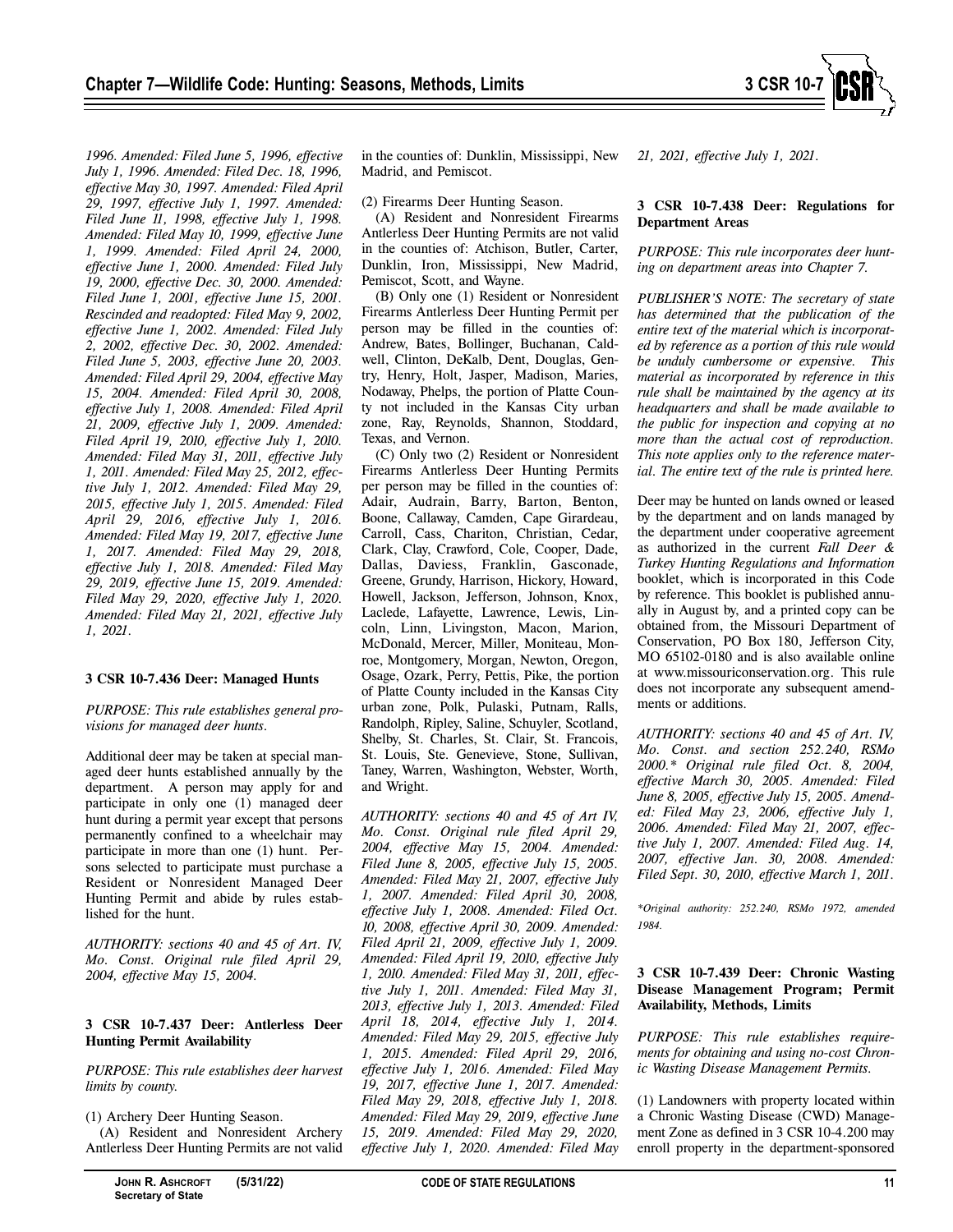*1996. Amended: Filed June 5, 1996, effective July 1, 1996. Amended: Filed Dec. 18, 1996, effective May 30, 1997. Amended: Filed April 29, 1997, effective July 1, 1997. Amended: Filed June 11, 1998, effective July 1, 1998. Amended: Filed May 10, 1999, effective June 1, 1999. Amended: Filed April 24, 2000, effective June 1, 2000. Amended: Filed July 19, 2000, effective Dec. 30, 2000. Amended: Filed June 1, 2001, effective June 15, 2001. Rescinded and readopted: Filed May 9, 2002, effective June 1, 2002. Amended: Filed July 2, 2002, effective Dec. 30, 2002. Amended: Filed June 5, 2003, effective June 20, 2003. Amended: Filed April 29, 2004, effective May 15, 2004. Amended: Filed April 30, 2008, effective July 1, 2008. Amended: Filed April 21, 2009, effective July 1, 2009. Amended: Filed April 19, 2010, effective July 1, 2010. Amended: Filed May 31, 2011, effective July 1, 2011. Amended: Filed May 25, 2012, effective July 1, 2012. Amended: Filed May 29, 2015, effective July 1, 2015. Amended: Filed April 29, 2016, effective July 1, 2016. Amended: Filed May 19, 2017, effective June 1, 2017. Amended: Filed May 29, 2018, effective July 1, 2018. Amended: Filed May 29, 2019, effective June 15, 2019. Amended: Filed May 29, 2020, effective July 1, 2020. Amended: Filed May 21, 2021, effective July 1, 2021.*

### 3 CSR 10-7.436 Deer: Managed Hunts

*PURPOSE: This rule establishes general provisions for managed deer hunts.*

Additional deer may be taken at special managed deer hunts established annually by the department. A person may apply for and participate in only one (1) managed deer hunt during a permit year except that persons permanently confined to a wheelchair may participate in more than one (1) hunt. Persons selected to participate must purchase a Resident or Nonresident Managed Deer Hunting Permit and abide by rules established for the hunt.

*AUTHORITY: sections 40 and 45 of Art. IV, Mo. Const. Original rule filed April 29, 2004, effective May 15, 2004.*

### 3 CSR 10-7.437 Deer: Antlerless Deer Hunting Permit Availability

*PURPOSE: This rule establishes deer harvest limits by county.*

(1) Archery Deer Hunting Season.

(A) Resident and Nonresident Archery Antlerless Deer Hunting Permits are not valid in the counties of: Dunklin, Mississippi, New Madrid, and Pemiscot.

(2) Firearms Deer Hunting Season.

(A) Resident and Nonresident Firearms Antlerless Deer Hunting Permits are not valid in the counties of: Atchison, Butler, Carter, Dunklin, Iron, Mississippi, New Madrid, Pemiscot, Scott, and Wayne.

(B) Only one (1) Resident or Nonresident Firearms Antlerless Deer Hunting Permit per person may be filled in the counties of: Andrew, Bates, Bollinger, Buchanan, Caldwell, Clinton, DeKalb, Dent, Douglas, Gentry, Henry, Holt, Jasper, Madison, Maries, Nodaway, Phelps, the portion of Platte County not included in the Kansas City urban zone, Ray, Reynolds, Shannon, Stoddard, Texas, and Vernon.

(C) Only two (2) Resident or Nonresident Firearms Antlerless Deer Hunting Permits per person may be filled in the counties of: Adair, Audrain, Barry, Barton, Benton, Boone, Callaway, Camden, Cape Girardeau, Carroll, Cass, Chariton, Christian, Cedar, Clark, Clay, Crawford, Cole, Cooper, Dade, Dallas, Daviess, Franklin, Gasconade, Greene, Grundy, Harrison, Hickory, Howard, Howell, Jackson, Jefferson, Johnson, Knox, Laclede, Lafayette, Lawrence, Lewis, Lincoln, Linn, Livingston, Macon, Marion, McDonald, Mercer, Miller, Moniteau, Monroe, Montgomery, Morgan, Newton, Oregon, Osage, Ozark, Perry, Pettis, Pike, the portion of Platte County included in the Kansas City urban zone, Polk, Pulaski, Putnam, Ralls, Randolph, Ripley, Saline, Schuyler, Scotland, Shelby, St. Charles, St. Clair, St. Francois, St. Louis, Ste. Genevieve, Stone, Sullivan, Taney, Warren, Washington, Webster, Worth, and Wright.

*AUTHORITY: sections 40 and 45 of Art IV, Mo. Const. Original rule filed April 29, 2004, effective May 15, 2004. Amended: Filed June 8, 2005, effective July 15, 2005. Amended: Filed May 21, 2007, effective July 1, 2007. Amended: Filed April 30, 2008, effective July 1, 2008. Amended: Filed Oct. 10, 2008, effective April 30, 2009. Amended: Filed April 21, 2009, effective July 1, 2009. Amended: Filed April 19, 2010, effective July 1, 2010. Amended: Filed May 31, 2011, effective July 1, 2011. Amended: Filed May 31, 2013, effective July 1, 2013. Amended: Filed April 18, 2014, effective July 1, 2014. Amended: Filed May 29, 2015, effective July 1, 2015. Amended: Filed April 29, 2016, effective July 1, 2016. Amended: Filed May 19, 2017, effective June 1, 2017. Amended: Filed May 29, 2018, effective July 1, 2018. Amended: Filed May 29, 2019, effective June 15, 2019. Amended: Filed May 29, 2020, effective July 1, 2020. Amended: Filed May 21, 2021, effective July 1, 2021.*

### 3 CSR 10-7.438 Deer: Regulations for Department Areas

*PURPOSE: This rule incorporates deer hunting on department areas into Chapter 7.*

*PUBLISHER'S NOTE: The secretary of state has determined that the publication of the entire text of the material which is incorporated by reference as a portion of this rule would be unduly cumbersome or expensive. This material as incorporated by reference in this rule shall be maintained by the agency at its headquarters and shall be made available to the public for inspection and copying at no more than the actual cost of reproduction. This note applies only to the reference material. The entire text of the rule is printed here.*

Deer may be hunted on lands owned or leased by the department and on lands managed by the department under cooperative agreement as authorized in the current *Fall Deer & Turkey Hunting Regulations and Information* booklet, which is incorporated in this Code by reference. This booklet is published annually in August by, and a printed copy can be obtained from, the Missouri Department of Conservation, PO Box 180, Jefferson City, MO 65102-0180 and is also available online at www.missouriconservation.org. This rule does not incorporate any subsequent amendments or additions.

*AUTHORITY: sections 40 and 45 of Art. IV, Mo. Const. and section 252.240, RSMo 2000.* Original rule filed Oct. 8, 2004, effective March 30, 2005. Amended: Filed June 8, 2005, effective July 15, 2005. Amended: Filed May 23, 2006, effective July 1, 2006. Amended: Filed May 21, 2007, effective July 1, 2007. Amended: Filed Aug. 14, 2007, effective Jan. 30, 2008. Amended: Filed Sept. 30, 2010, effective March 1, 2011.*

**Original authority: 252.240, RSMo 1972, amended 1984.*

### 3 CSR 10-7.439 Deer: Chronic Wasting Disease Management Program; Permit Availability, Methods, Limits

*PURPOSE: This rule establishes requirements for obtaining and using no-cost Chronic Wasting Disease Management Permits.*

(1) Landowners with property located within a Chronic Wasting Disease (CWD) Management Zone as defined in 3 CSR 10-4.200 may enroll property in the department-sponsored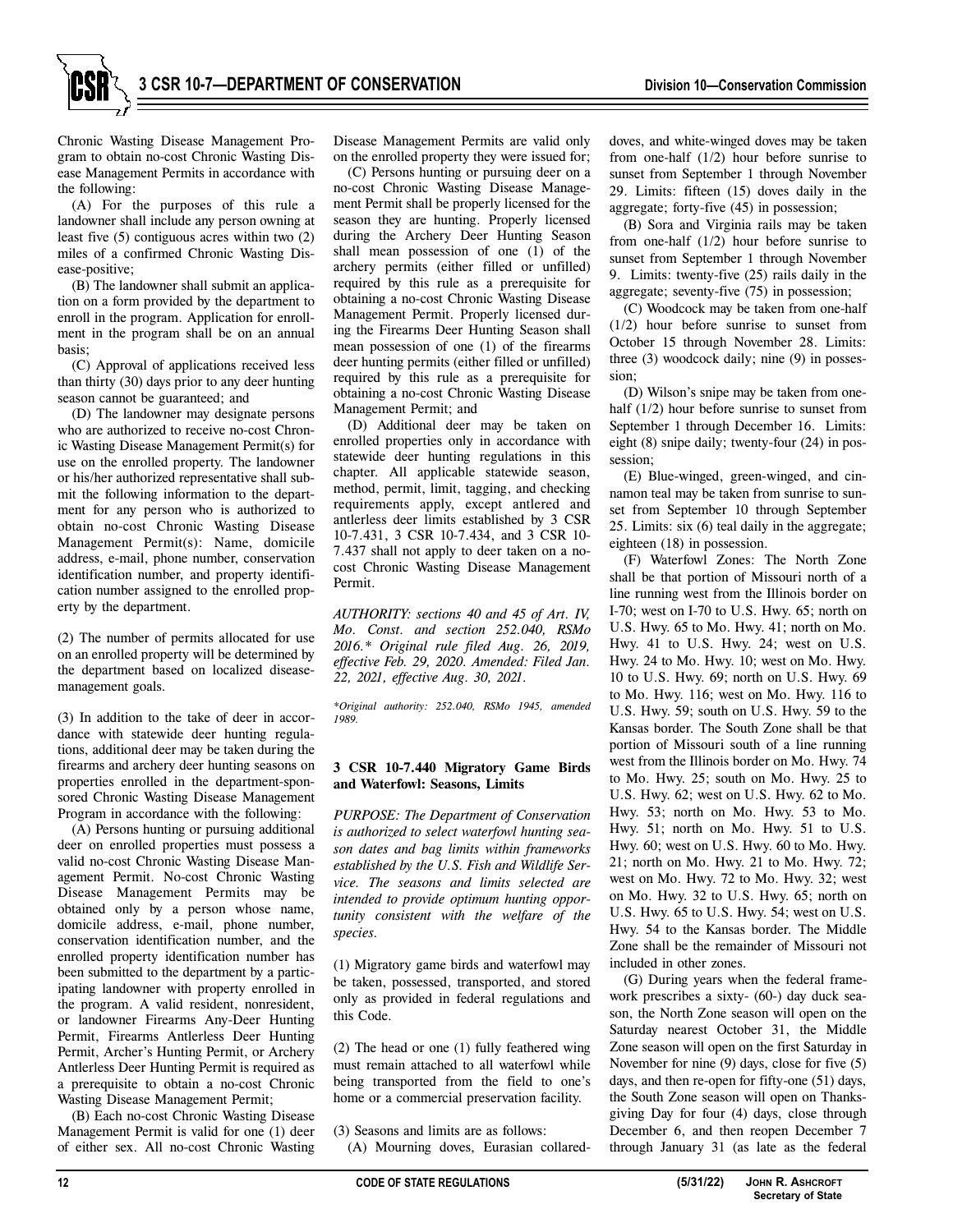Chronic Wasting Disease Management Program to obtain no-cost Chronic Wasting Disease Management Permits in accordance with the following:

(A) For the purposes of this rule a landowner shall include any person owning at least five (5) contiguous acres within two (2) miles of a confirmed Chronic Wasting Disease-positive;

(B) The landowner shall submit an application on a form provided by the department to enroll in the program. Application for enrollment in the program shall be on an annual basis;

(C) Approval of applications received less than thirty (30) days prior to any deer hunting season cannot be guaranteed; and

(D) The landowner may designate persons who are authorized to receive no-cost Chronic Wasting Disease Management Permit(s) for use on the enrolled property. The landowner or his/her authorized representative shall submit the following information to the department for any person who is authorized to obtain no-cost Chronic Wasting Disease Management Permit(s): Name, domicile address, e-mail, phone number, conservation identification number, and property identification number assigned to the enrolled property by the department.

(2) The number of permits allocated for use on an enrolled property will be determined by the department based on localized disease-management goals.

(3) In addition to the take of deer in accordance with statewide deer hunting regulations, additional deer may be taken during the firearms and archery deer hunting seasons on properties enrolled in the department-sponsored Chronic Wasting Disease Management Program in accordance with the following:

(A) Persons hunting or pursuing additional deer on enrolled properties must possess a valid no-cost Chronic Wasting Disease Management Permit. No-cost Chronic Wasting Disease Management Permits may be obtained only by a person whose name, domicile address, e-mail, phone number, conservation identification number, and the enrolled property identification number has been submitted to the department by a participating landowner with property enrolled in the program. A valid resident, nonresident, or landowner Firearms Any-Deer Hunting Permit, Firearms Antlerless Deer Hunting Permit, Archer's Hunting Permit, or Archery Antlerless Deer Hunting Permit is required as a prerequisite to obtain a no-cost Chronic Wasting Disease Management Permit;

(B) Each no-cost Chronic Wasting Disease Management Permit is valid for one (1) deer of either sex. All no-cost Chronic Wasting Disease Management Permits are valid only on the enrolled property they were issued for;

(C) Persons hunting or pursuing deer on a no-cost Chronic Wasting Disease Management Permit shall be properly licensed for the season they are hunting. Properly licensed during the Archery Deer Hunting Season shall mean possession of one (1) of the archery permits (either filled or unfilled) required by this rule as a prerequisite for obtaining a no-cost Chronic Wasting Disease Management Permit. Properly licensed during the Firearms Deer Hunting Season shall mean possession of one (1) of the firearms deer hunting permits (either filled or unfilled) required by this rule as a prerequisite for obtaining a no-cost Chronic Wasting Disease Management Permit; and

(D) Additional deer may be taken on enrolled properties only in accordance with statewide deer hunting regulations in this chapter. All applicable statewide season, method, permit, limit, tagging, and checking requirements apply, except antlered and antlerless deer limits established by 3 CSR 10-7.431, 3 CSR 10-7.434, and 3 CSR 10-7.437 shall not apply to deer taken on a no-cost Chronic Wasting Disease Management Permit.

*AUTHORITY: sections 40 and 45 of Art. IV, Mo. Const. and section 252.040, RSMo 2016.\* Original rule filed Aug. 26, 2019, effective Feb. 29, 2020. Amended: Filed Jan. 22, 2021, effective Aug. 30, 2021.*

*\*Original authority: 252.040, RSMo 1945, amended 1989.*

### 3 CSR 10-7.440 Migratory Game Birds and Waterfowl: Seasons, Limits

*PURPOSE: The Department of Conservation is authorized to select waterfowl hunting season dates and bag limits within frameworks established by the U.S. Fish and Wildlife Service. The seasons and limits selected are intended to provide optimum hunting opportunity consistent with the welfare of the species.*

(1) Migratory game birds and waterfowl may be taken, possessed, transported, and stored only as provided in federal regulations and this Code.

(2) The head or one (1) fully feathered wing must remain attached to all waterfowl while being transported from the field to one's home or a commercial preservation facility.

(3) Seasons and limits are as follows:

(A) Mourning doves, Eurasian collared-doves, and white-winged doves may be taken from one-half (1/2) hour before sunrise to sunset from September 1 through November 29. Limits: fifteen (15) doves daily in the aggregate; forty-five (45) in possession;

(B) Sora and Virginia rails may be taken from one-half (1/2) hour before sunrise to sunset from September 1 through November 9. Limits: twenty-five (25) rails daily in the aggregate; seventy-five (75) in possession;

(C) Woodcock may be taken from one-half (1/2) hour before sunrise to sunset from October 15 through November 28. Limits: three (3) woodcock daily; nine (9) in possession;

(D) Wilson's snipe may be taken from one-half (1/2) hour before sunrise to sunset from September 1 through December 16. Limits: eight (8) snipe daily; twenty-four (24) in possession;

(E) Blue-winged, green-winged, and cinnamon teal may be taken from sunrise to sunset from September 10 through September 25. Limits: six (6) teal daily in the aggregate; eighteen (18) in possession.

(F) Waterfowl Zones: The North Zone shall be that portion of Missouri north of a line running west from the Illinois border on I-70; west on I-70 to U.S. Hwy. 65; north on U.S. Hwy. 65 to Mo. Hwy. 41; north on Mo. Hwy. 41 to U.S. Hwy. 24; west on U.S. Hwy. 24 to Mo. Hwy. 10; west on Mo. Hwy. 10 to U.S. Hwy. 69; north on U.S. Hwy. 69 to Mo. Hwy. 116; west on Mo. Hwy. 116 to U.S. Hwy. 59; south on U.S. Hwy. 59 to the Kansas border. The South Zone shall be that portion of Missouri south of a line running west from the Illinois border on Mo. Hwy. 74 to Mo. Hwy. 25; south on Mo. Hwy. 25 to U.S. Hwy. 62; west on U.S. Hwy. 62 to Mo. Hwy. 53; north on Mo. Hwy. 53 to Mo. Hwy. 51; north on Mo. Hwy. 51 to U.S. Hwy. 60; west on U.S. Hwy. 60 to Mo. Hwy. 21; north on Mo. Hwy. 21 to Mo. Hwy. 72; west on Mo. Hwy. 72 to Mo. Hwy. 32; west on Mo. Hwy. 32 to U.S. Hwy. 65; north on U.S. Hwy. 65 to U.S. Hwy. 54; west on U.S. Hwy. 54 to the Kansas border. The Middle Zone shall be the remainder of Missouri not included in other zones.

(G) During years when the federal framework prescribes a sixty- (60-) day duck season, the North Zone season will open on the Saturday nearest October 31, the Middle Zone season will open on the first Saturday in November for nine (9) days, close for five (5) days, and then re-open for fifty-one (51) days, the South Zone season will open on Thanksgiving Day for four (4) days, close through December 6, and then reopen December 7 through January 31 (as late as the federal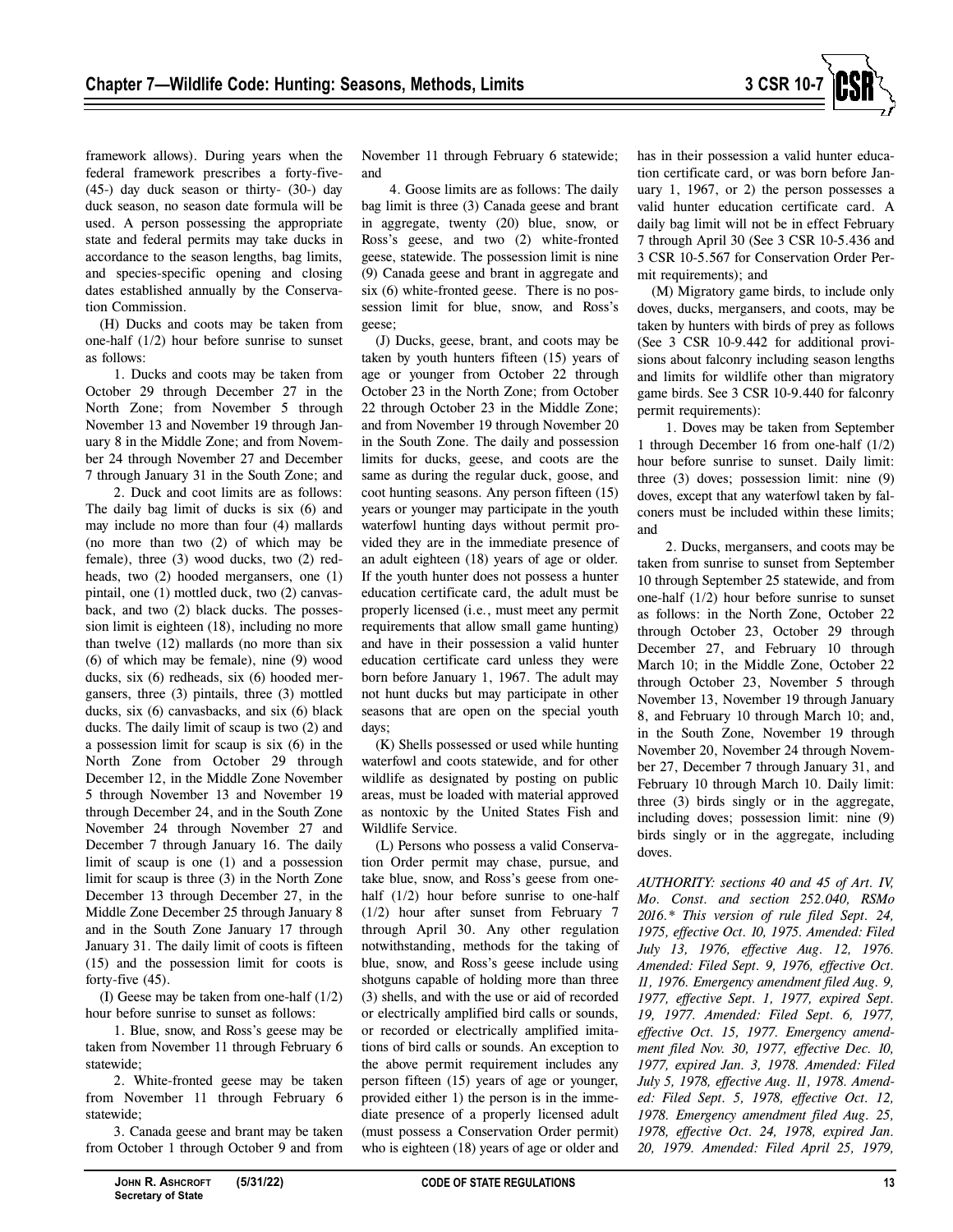framework allows). During years when the federal framework prescribes a forty-five- (45-) day duck season or thirty- (30-) day duck season, no season date formula will be used. A person possessing the appropriate state and federal permits may take ducks in accordance to the season lengths, bag limits, and species-specific opening and closing dates established annually by the Conservation Commission.

(H) Ducks and coots may be taken from one-half (1/2) hour before sunrise to sunset as follows:

1. Ducks and coots may be taken from October 29 through December 27 in the North Zone; from November 5 through November 13 and November 19 through January 8 in the Middle Zone; and from November 24 through November 27 and December 7 through January 31 in the South Zone; and

2. Duck and coot limits are as follows: The daily bag limit of ducks is six (6) and may include no more than four (4) mallards (no more than two (2) of which may be female), three (3) wood ducks, two (2) redheads, two (2) hooded mergansers, one (1) pintail, one (1) mottled duck, two (2) canvasback, and two (2) black ducks. The possession limit is eighteen (18), including no more than twelve (12) mallards (no more than six (6) of which may be female), nine (9) wood ducks, six (6) redheads, six (6) hooded mergansers, three (3) pintails, three (3) mottled ducks, six (6) canvasbacks, and six (6) black ducks. The daily limit of scaup is two (2) and a possession limit for scaup is six (6) in the North Zone from October 29 through December 12, in the Middle Zone November 5 through November 13 and November 19 through December 24, and in the South Zone November 24 through November 27 and December 7 through January 16. The daily limit of scaup is one (1) and a possession limit for scaup is three (3) in the North Zone December 13 through December 27, in the Middle Zone December 25 through January 8 and in the South Zone January 17 through January 31. The daily limit of coots is fifteen (15) and the possession limit for coots is forty-five (45).

(I) Geese may be taken from one-half (1/2) hour before sunrise to sunset as follows:

1. Blue, snow, and Ross's geese may be taken from November 11 through February 6 statewide;

2. White-fronted geese may be taken from November 11 through February 6 statewide;

3. Canada geese and brant may be taken from October 1 through October 9 and from November 11 through February 6 statewide; and

4. Goose limits are as follows: The daily bag limit is three (3) Canada geese and brant in aggregate, twenty (20) blue, snow, or Ross's geese, and two (2) white-fronted geese, statewide. The possession limit is nine (9) Canada geese and brant in aggregate and six (6) white-fronted geese. There is no possession limit for blue, snow, and Ross's geese;

(J) Ducks, geese, brant, and coots may be taken by youth hunters fifteen (15) years of age or younger from October 22 through October 23 in the North Zone; from October 22 through October 23 in the Middle Zone; and from November 19 through November 20 in the South Zone. The daily and possession limits for ducks, geese, and coots are the same as during the regular duck, goose, and coot hunting seasons. Any person fifteen (15) years or younger may participate in the youth waterfowl hunting days without permit provided they are in the immediate presence of an adult eighteen (18) years of age or older. If the youth hunter does not possess a hunter education certificate card, the adult must be properly licensed (i.e., must meet any permit requirements that allow small game hunting) and have in their possession a valid hunter education certificate card unless they were born before January 1, 1967. The adult may not hunt ducks but may participate in other seasons that are open on the special youth days;

(K) Shells possessed or used while hunting waterfowl and coots statewide, and for other wildlife as designated by posting on public areas, must be loaded with material approved as nontoxic by the United States Fish and Wildlife Service.

(L) Persons who possess a valid Conservation Order permit may chase, pursue, and take blue, snow, and Ross's geese from one-half (1/2) hour before sunrise to one-half (1/2) hour after sunset from February 7 through April 30. Any other regulation notwithstanding, methods for the taking of blue, snow, and Ross's geese include using shotguns capable of holding more than three (3) shells, and with the use or aid of recorded or electrically amplified bird calls or sounds, or recorded or electrically amplified imitations of bird calls or sounds. An exception to the above permit requirement includes any person fifteen (15) years of age or younger, provided either 1) the person is in the immediate presence of a properly licensed adult (must possess a Conservation Order permit) who is eighteen (18) years of age or older and has in their possession a valid hunter education certificate card, or was born before January 1, 1967, or 2) the person possesses a valid hunter education certificate card. A daily bag limit will not be in effect February 7 through April 30 (See 3 CSR 10-5.436 and 3 CSR 10-5.567 for Conservation Order Permit requirements); and

(M) Migratory game birds, to include only doves, ducks, mergansers, and coots, may be taken by hunters with birds of prey as follows (See 3 CSR 10-9.442 for additional provisions about falconry including season lengths and limits for wildlife other than migratory game birds. See 3 CSR 10-9.440 for falconry permit requirements):

1. Doves may be taken from September 1 through December 16 from one-half (1/2) hour before sunrise to sunset. Daily limit: three (3) doves; possession limit: nine (9) doves, except that any waterfowl taken by falconers must be included within these limits; and

2. Ducks, mergansers, and coots may be taken from sunrise to sunset from September 10 through September 25 statewide, and from one-half (1/2) hour before sunrise to sunset as follows: in the North Zone, October 22 through October 23, October 29 through December 27, and February 10 through March 10; in the Middle Zone, October 22 through October 23, November 5 through November 13, November 19 through January 8, and February 10 through March 10; and, in the South Zone, November 19 through November 20, November 24 through November 27, December 7 through January 31, and February 10 through March 10. Daily limit: three (3) birds singly or in the aggregate, including doves; possession limit: nine (9) birds singly or in the aggregate, including doves.

*AUTHORITY: sections 40 and 45 of Art. IV, Mo. Const. and section 252.040, RSMo 2016.\* This version of rule filed Sept. 24, 1975, effective Oct. 10, 1975. Amended: Filed July 13, 1976, effective Aug. 12, 1976. Amended: Filed Sept. 9, 1976, effective Oct. 11, 1976. Emergency amendment filed Aug. 9, 1977, effective Sept. 1, 1977, expired Sept. 19, 1977. Amended: Filed Sept. 6, 1977, effective Oct. 15, 1977. Emergency amendment filed Nov. 30, 1977, effective Dec. 10, 1977, expired Jan. 3, 1978. Amended: Filed July 5, 1978, effective Aug. 11, 1978. Amended: Filed Sept. 5, 1978, effective Oct. 12, 1978. Emergency amendment filed Aug. 25, 1978, effective Oct. 24, 1978, expired Jan. 20, 1979. Amended: Filed April 25, 1979,*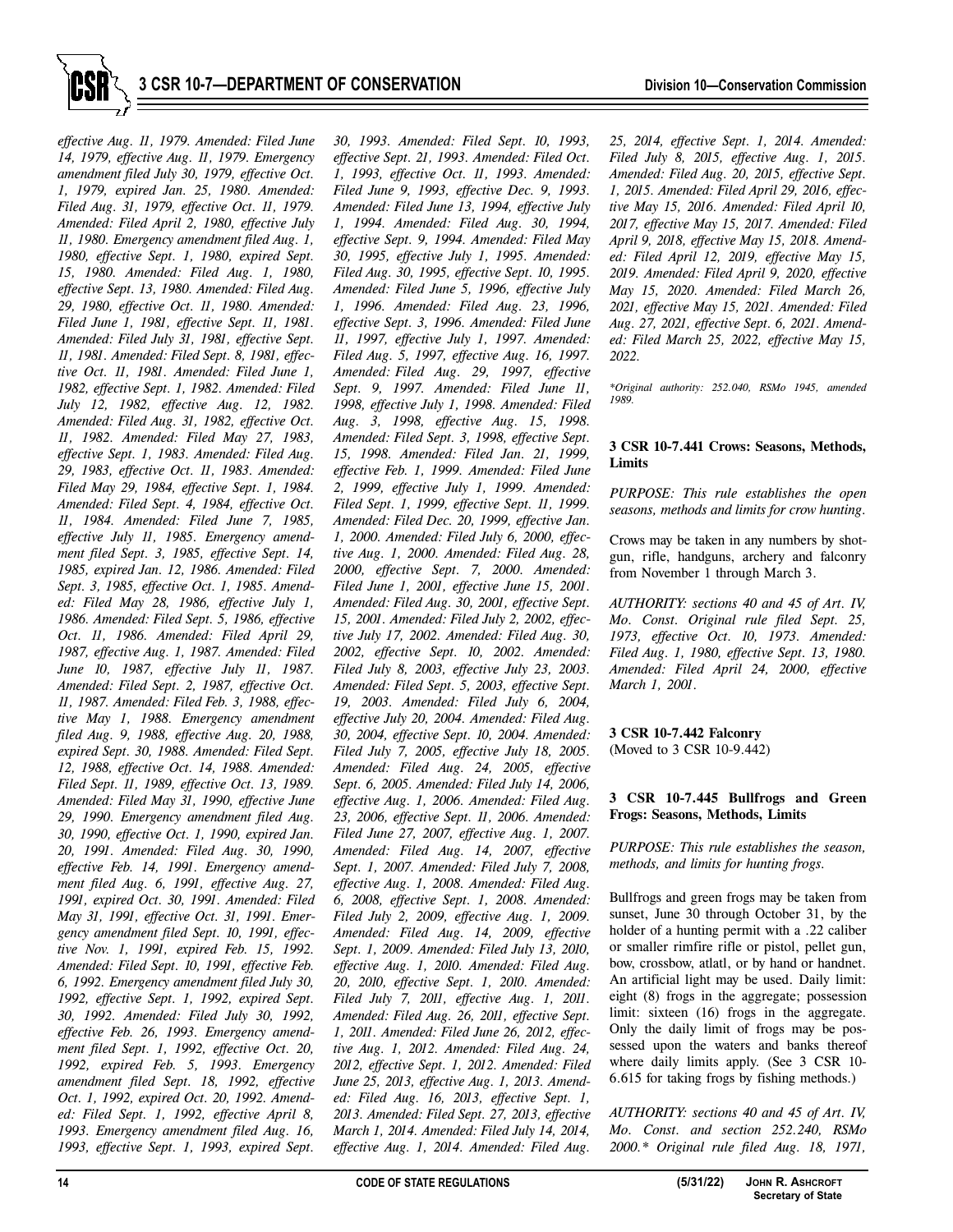*effective Aug. 11, 1979. Amended: Filed June 14, 1979, effective Aug. 11, 1979. Emergency amendment filed July 30, 1979, effective Oct. 1, 1979, expired Jan. 25, 1980. Amended: Filed Aug. 31, 1979, effective Oct. 11, 1979. Amended: Filed April 2, 1980, effective July 11, 1980. Emergency amendment filed Aug. 1, 1980, effective Sept. 1, 1980, expired Sept. 15, 1980. Amended: Filed Aug. 1, 1980, effective Sept. 13, 1980. Amended: Filed Aug. 29, 1980, effective Oct. 11, 1980. Amended: Filed June 1, 1981, effective Sept. 11, 1981. Amended: Filed July 31, 1981, effective Sept. 11, 1981. Amended: Filed Sept. 8, 1981, effective Oct. 11, 1981. Amended: Filed June 1, 1982, effective Sept. 1, 1982. Amended: Filed July 12, 1982, effective Aug. 12, 1982. Amended: Filed Aug. 31, 1982, effective Oct. 11, 1982. Amended: Filed May 27, 1983, effective Sept. 1, 1983. Amended: Filed Aug. 29, 1983, effective Oct. 11, 1983. Amended: Filed May 29, 1984, effective Sept. 1, 1984. Amended: Filed Sept. 4, 1984, effective Oct. 11, 1984. Amended: Filed June 7, 1985, effective July 11, 1985. Emergency amendment filed Sept. 3, 1985, effective Sept. 14, 1985, expired Jan. 12, 1986. Amended: Filed Sept. 3, 1985, effective Oct. 1, 1985. Amended: Filed May 28, 1986, effective July 1, 1986. Amended: Filed Sept. 5, 1986, effective Oct. 11, 1986. Amended: Filed April 29, 1987, effective Aug. 1, 1987. Amended: Filed June 10, 1987, effective July 11, 1987. Amended: Filed Sept. 2, 1987, effective Oct. 11, 1987. Amended: Filed Feb. 3, 1988, effective May 1, 1988. Emergency amendment filed Aug. 9, 1988, effective Aug. 20, 1988, expired Sept. 30, 1988. Amended: Filed Sept. 12, 1988, effective Oct. 14, 1988. Amended: Filed Sept. 11, 1989, effective Oct. 13, 1989. Amended: Filed May 31, 1990, effective June 29, 1990. Emergency amendment filed Aug. 30, 1990, effective Oct. 1, 1990, expired Jan. 20, 1991. Amended: Filed Aug. 30, 1990, effective Feb. 14, 1991. Emergency amendment filed Aug. 6, 1991, effective Aug. 27, 1991, expired Oct. 30, 1991. Amended: Filed May 31, 1991, effective Oct. 31, 1991. Emergency amendment filed Sept. 10, 1991, effective Nov. 1, 1991, expired Feb. 15, 1992. Amended: Filed Sept. 10, 1991, effective Feb. 6, 1992. Emergency amendment filed July 30, 1992, effective Sept. 1, 1992, expired Sept. 30, 1992. Amended: Filed July 30, 1992, effective Feb. 26, 1993. Emergency amendment filed Sept. 1, 1992, effective Oct. 20, 1992, expired Feb. 5, 1993. Emergency amendment filed Sept. 18, 1992, effective Oct. 1, 1992, expired Oct. 20, 1992. Amended: Filed Sept. 1, 1992, effective April 8, 1993. Emergency amendment filed Aug. 16, 1993, effective Sept. 1, 1993, expired Sept. 30, 1993. Amended: Filed Sept. 10, 1993, effective Sept. 21, 1993. Amended: Filed Oct. 1, 1993, effective Oct. 11, 1993. Amended: Filed June 9, 1993, effective Dec. 9, 1993. Amended: Filed June 13, 1994, effective July 1, 1994. Amended: Filed Aug. 30, 1994, effective Sept. 9, 1994. Amended: Filed May 30, 1995, effective July 1, 1995. Amended: Filed Aug. 30, 1995, effective Sept. 10, 1995. Amended: Filed June 5, 1996, effective July 1, 1996. Amended: Filed Aug. 23, 1996, effective Sept. 3, 1996. Amended: Filed June 11, 1997, effective July 1, 1997. Amended: Filed Aug. 5, 1997, effective Aug. 16, 1997. Amended: Filed Aug. 29, 1997, effective Sept. 9, 1997. Amended: Filed June 11, 1998, effective July 1, 1998. Amended: Filed Aug. 3, 1998, effective Aug. 15, 1998. Amended: Filed Sept. 3, 1998, effective Sept. 15, 1998. Amended: Filed Jan. 21, 1999, effective Feb. 1, 1999. Amended: Filed June 2, 1999, effective July 1, 1999. Amended: Filed Sept. 1, 1999, effective Sept. 11, 1999. Amended: Filed Dec. 20, 1999, effective Jan. 1, 2000. Amended: Filed July 6, 2000, effective Aug. 1, 2000. Amended: Filed Aug. 28, 2000, effective Sept. 7, 2000. Amended: Filed June 1, 2001, effective June 15, 2001. Amended: Filed Aug. 30, 2001, effective Sept. 15, 2001. Amended: Filed July 2, 2002, effective July 17, 2002. Amended: Filed Aug. 30, 2002, effective Sept. 10, 2002. Amended: Filed July 8, 2003, effective July 23, 2003. Amended: Filed Sept. 5, 2003, effective Sept. 19, 2003. Amended: Filed July 6, 2004, effective July 20, 2004. Amended: Filed Aug. 30, 2004, effective Sept. 10, 2004. Amended: Filed July 7, 2005, effective July 18, 2005. Amended: Filed Aug. 24, 2005, effective Sept. 6, 2005. Amended: Filed July 14, 2006, effective Aug. 1, 2006. Amended: Filed Aug. 23, 2006, effective Sept. 11, 2006. Amended: Filed June 27, 2007, effective Aug. 1, 2007. Amended: Filed Aug. 14, 2007, effective Sept. 1, 2007. Amended: Filed July 7, 2008, effective Aug. 1, 2008. Amended: Filed Aug. 6, 2008, effective Sept. 1, 2008. Amended: Filed July 2, 2009, effective Aug. 1, 2009. Amended: Filed Aug. 14, 2009, effective Sept. 1, 2009. Amended: Filed July 13, 2010, effective Aug. 1, 2010. Amended: Filed Aug. 20, 2010, effective Sept. 1, 2010. Amended: Filed July 7, 2011, effective Aug. 1, 2011. Amended: Filed Aug. 26, 2011, effective Sept. 1, 2011. Amended: Filed June 26, 2012, effective Aug. 1, 2012. Amended: Filed Aug. 24, 2012, effective Sept. 1, 2012. Amended: Filed June 25, 2013, effective Aug. 1, 2013. Amended: Filed Aug. 16, 2013, effective Sept. 1, 2013. Amended: Filed Sept. 27, 2013, effective March 1, 2014. Amended: Filed July 14, 2014, effective Aug. 1, 2014. Amended: Filed Aug. 25, 2014, effective Sept. 1, 2014. Amended: Filed July 8, 2015, effective Aug. 1, 2015. Amended: Filed Aug. 20, 2015, effective Sept. 1, 2015. Amended: Filed April 29, 2016, effective May 15, 2016. Amended: Filed April 10, 2017, effective May 15, 2017. Amended: Filed April 9, 2018, effective May 15, 2018. Amended: Filed April 12, 2019, effective May 15, 2019. Amended: Filed April 9, 2020, effective May 15, 2020. Amended: Filed March 26, 2021, effective May 15, 2021. Amended: Filed Aug. 27, 2021, effective Sept. 6, 2021. Amended: Filed March 25, 2022, effective May 15, 2022.*

*\*Original authority: 252.040, RSMo 1945, amended 1989.*

**3 CSR 10-7.441 Crows: Seasons, Methods, Limits**

*PURPOSE: This rule establishes the open seasons, methods and limits for crow hunting.*

Crows may be taken in any numbers by shotgun, rifle, handguns, archery and falconry from November 1 through March 3.

*AUTHORITY: sections 40 and 45 of Art. IV, Mo. Const. Original rule filed Sept. 25, 1973, effective Oct. 10, 1973. Amended: Filed Aug. 1, 1980, effective Sept. 13, 1980. Amended: Filed April 24, 2000, effective March 1, 2001.*

**3 CSR 10-7.442 Falconry**
(Moved to 3 CSR 10-9.442)

**3 CSR 10-7.445 Bullfrogs and Green Frogs: Seasons, Methods, Limits**

*PURPOSE: This rule establishes the season, methods, and limits for hunting frogs.*

Bullfrogs and green frogs may be taken from sunset, June 30 through October 31, by the holder of a hunting permit with a .22 caliber or smaller rimfire rifle or pistol, pellet gun, bow, crossbow, atlatl, or by hand or handnet. An artificial light may be used. Daily limit: eight (8) frogs in the aggregate; possession limit: sixteen (16) frogs in the aggregate. Only the daily limit of frogs may be possessed upon the waters and banks thereof where daily limits apply. (See 3 CSR 10-6.615 for taking frogs by fishing methods.)

*AUTHORITY: sections 40 and 45 of Art. IV, Mo. Const. and section 252.240, RSMo 2000.\* Original rule filed Aug. 18, 1971,*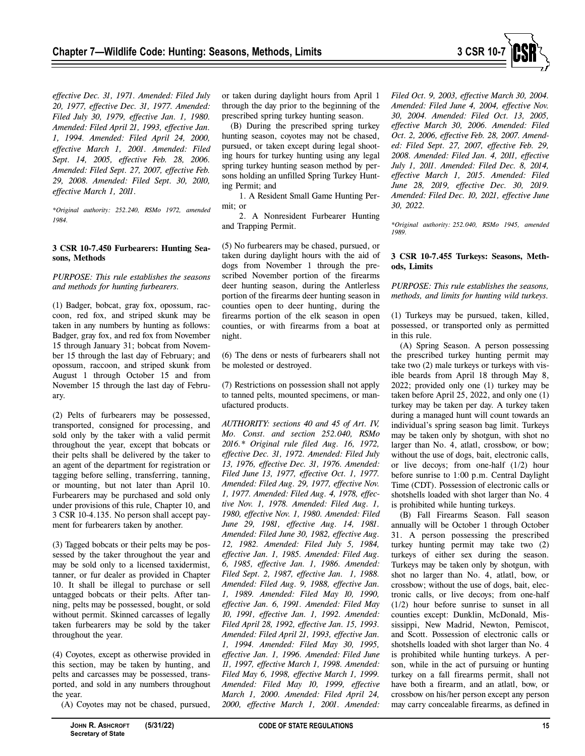*effective Dec. 31, 1971. Amended: Filed July 20, 1977, effective Dec. 31, 1977. Amended: Filed July 30, 1979, effective Jan. 1, 1980. Amended: Filed April 21, 1993, effective Jan. 1, 1994. Amended: Filed April 24, 2000, effective March 1, 2001. Amended: Filed Sept. 14, 2005, effective Feb. 28, 2006. Amended: Filed Sept. 27, 2007, effective Feb. 29, 2008. Amended: Filed Sept. 30, 2010, effective March 1, 2011.*

*\*Original authority: 252.240, RSMo 1972, amended 1984.*

**3 CSR 10-7.450 Furbearers: Hunting Seasons, Methods**

*PURPOSE: This rule establishes the seasons and methods for hunting furbearers.*

(1) Badger, bobcat, gray fox, opossum, raccoon, red fox, and striped skunk may be taken in any numbers by hunting as follows: Badger, gray fox, and red fox from November 15 through January 31; bobcat from November 15 through the last day of February; and opossum, raccoon, and striped skunk from August 1 through October 15 and from November 15 through the last day of February.

(2) Pelts of furbearers may be possessed, transported, consigned for processing, and sold only by the taker with a valid permit throughout the year, except that bobcats or their pelts shall be delivered by the taker to an agent of the department for registration or tagging before selling, transferring, tanning, or mounting, but not later than April 10. Furbearers may be purchased and sold only under provisions of this rule, Chapter 10, and 3 CSR 10-4.135. No person shall accept payment for furbearers taken by another.

(3) Tagged bobcats or their pelts may be possessed by the taker throughout the year and may be sold only to a licensed taxidermist, tanner, or fur dealer as provided in Chapter 10. It shall be illegal to purchase or sell untagged bobcats or their pelts. After tanning, pelts may be possessed, bought, or sold without permit. Skinned carcasses of legally taken furbearers may be sold by the taker throughout the year.

(4) Coyotes, except as otherwise provided in this section, may be taken by hunting, and pelts and carcasses may be possessed, transported, and sold in any numbers throughout the year.

(A) Coyotes may not be chased, pursued, or taken during daylight hours from April 1 through the day prior to the beginning of the prescribed spring turkey hunting season.

(B) During the prescribed spring turkey hunting season, coyotes may not be chased, pursued, or taken except during legal shooting hours for turkey hunting using any legal spring turkey hunting season method by persons holding an unfilled Spring Turkey Hunting Permit; and

1. A Resident Small Game Hunting Permit; or

2. A Nonresident Furbearer Hunting and Trapping Permit.

(5) No furbearers may be chased, pursued, or taken during daylight hours with the aid of dogs from November 1 through the prescribed November portion of the firearms deer hunting season, during the Antlerless portion of the firearms deer hunting season in counties open to deer hunting, during the firearms portion of the elk season in open counties, or with firearms from a boat at night.

(6) The dens or nests of furbearers shall not be molested or destroyed.

(7) Restrictions on possession shall not apply to tanned pelts, mounted specimens, or manufactured products.

*AUTHORITY: sections 40 and 45 of Art. IV, Mo. Const. and section 252.040, RSMo 2016.\* Original rule filed Aug. 16, 1972, effective Dec. 31, 1972. Amended: Filed July 13, 1976, effective Dec. 31, 1976. Amended: Filed June 13, 1977, effective Oct. 1, 1977. Amended: Filed Aug. 29, 1977, effective Nov. 1, 1977. Amended: Filed Aug. 4, 1978, effective Nov. 1, 1978. Amended: Filed Aug. 1, 1980, effective Nov. 1, 1980. Amended: Filed June 29, 1981, effective Aug. 14, 1981. Amended: Filed June 30, 1982, effective Aug. 12, 1982. Amended: Filed July 5, 1984, effective Jan. 1, 1985. Amended: Filed Aug. 6, 1985, effective Jan. 1, 1986. Amended: Filed Sept. 2, 1987, effective Jan. 1, 1988. Amended: Filed Aug. 9, 1988, effective Jan. 1, 1989. Amended: Filed May 10, 1990, effective Jan. 6, 1991. Amended: Filed May 10, 1991, effective Jan. 1, 1992. Amended: Filed April 28, 1992, effective Jan. 15, 1993. Amended: Filed April 21, 1993, effective Jan. 1, 1994. Amended: Filed May 30, 1995, effective Jan. 1, 1996. Amended: Filed June 11, 1997, effective March 1, 1998. Amended: Filed May 6, 1998, effective March 1, 1999. Amended: Filed May 10, 1999, effective March 1, 2000. Amended: Filed April 24, 2000, effective March 1, 2001. Amended: Filed Oct. 9, 2003, effective March 30, 2004. Amended: Filed June 4, 2004, effective Nov. 30, 2004. Amended: Filed Oct. 13, 2005, effective March 30, 2006. Amended: Filed Oct. 2, 2006, effective Feb. 28, 2007. Amended: Filed Sept. 27, 2007, effective Feb. 29, 2008. Amended: Filed Jan. 4, 2011, effective July 1, 2011. Amended: Filed Dec. 8, 2014, effective March 1, 2015. Amended: Filed June 28, 2019, effective Dec. 30, 2019. Amended: Filed Dec. 10, 2021, effective June 30, 2022.*

*\*Original authority: 252.040, RSMo 1945, amended 1989.*

**3 CSR 10-7.455 Turkeys: Seasons, Methods, Limits**

*PURPOSE: This rule establishes the seasons, methods, and limits for hunting wild turkeys.*

(1) Turkeys may be pursued, taken, killed, possessed, or transported only as permitted in this rule.

(A) Spring Season. A person possessing the prescribed turkey hunting permit may take two (2) male turkeys or turkeys with visible beards from April 18 through May 8, 2022; provided only one (1) turkey may be taken before April 25, 2022, and only one (1) turkey may be taken per day. A turkey taken during a managed hunt will count towards an individual's spring season bag limit. Turkeys may be taken only by shotgun, with shot no larger than No. 4, atlatl, crossbow, or bow; without the use of dogs, bait, electronic calls, or live decoys; from one-half (1/2) hour before sunrise to 1:00 p.m. Central Daylight Time (CDT). Possession of electronic calls or shotshells loaded with shot larger than No. 4 is prohibited while hunting turkeys.

(B) Fall Firearms Season. Fall season annually will be October 1 through October 31. A person possessing the prescribed turkey hunting permit may take two (2) turkeys of either sex during the season. Turkeys may be taken only by shotgun, with shot no larger than No. 4, atlatl, bow, or crossbow; without the use of dogs, bait, electronic calls, or live decoys; from one-half (1/2) hour before sunrise to sunset in all counties except: Dunklin, McDonald, Mississippi, New Madrid, Newton, Pemiscot, and Scott. Possession of electronic calls or shotshells loaded with shot larger than No. 4 is prohibited while hunting turkeys. A person, while in the act of pursuing or hunting turkey on a fall firearms permit, shall not have both a firearm, and an atlatl, bow, or crossbow on his/her person except any person may carry concealable firearms, as defined in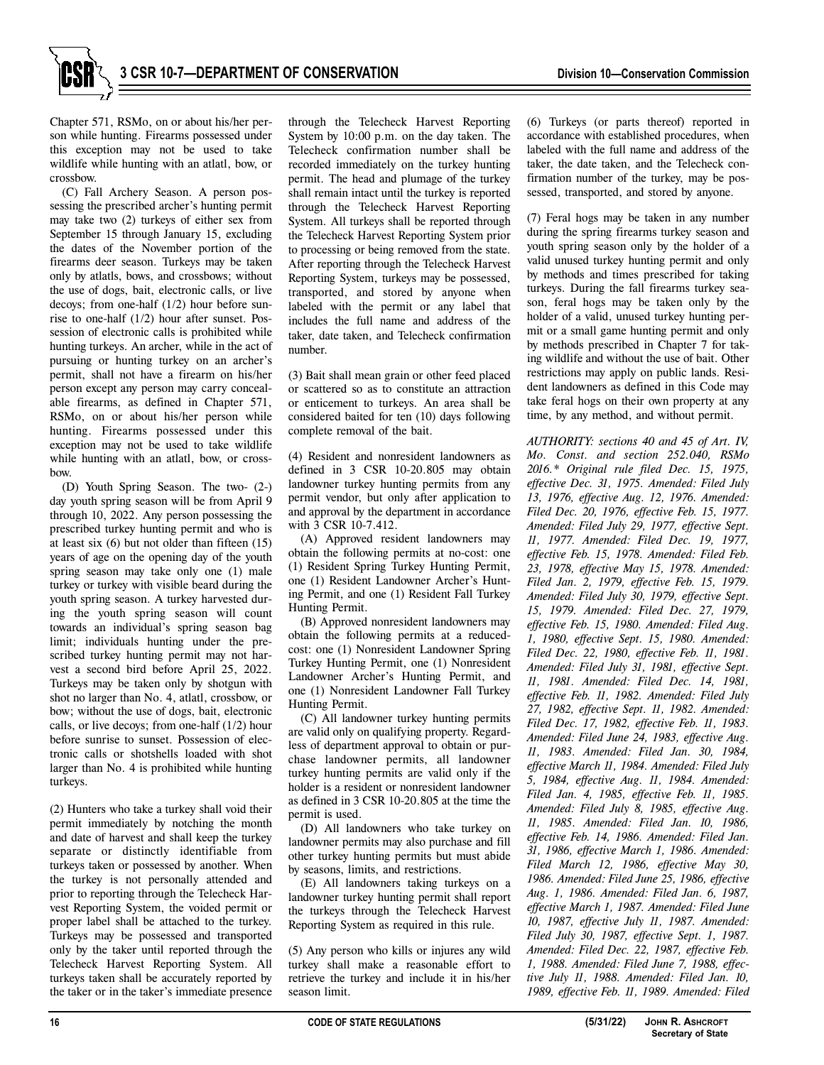Chapter 571, RSMo, on or about his/her person while hunting. Firearms possessed under this exception may not be used to take wildlife while hunting with an atlatl, bow, or crossbow.

(C) Fall Archery Season. A person possessing the prescribed archer's hunting permit may take two (2) turkeys of either sex from September 15 through January 15, excluding the dates of the November portion of the firearms deer season. Turkeys may be taken only by atlatls, bows, and crossbows; without the use of dogs, bait, electronic calls, or live decoys; from one-half (1/2) hour before sunrise to one-half (1/2) hour after sunset. Possession of electronic calls is prohibited while hunting turkeys. An archer, while in the act of pursuing or hunting turkey on an archer's permit, shall not have a firearm on his/her person except any person may carry concealable firearms, as defined in Chapter 571, RSMo, on or about his/her person while hunting. Firearms possessed under this exception may not be used to take wildlife while hunting with an atlatl, bow, or crossbow.

(D) Youth Spring Season. The two- (2-) day youth spring season will be from April 9 through 10, 2022. Any person possessing the prescribed turkey hunting permit and who is at least six (6) but not older than fifteen (15) years of age on the opening day of the youth spring season may take only one (1) male turkey or turkey with visible beard during the youth spring season. A turkey harvested during the youth spring season will count towards an individual's spring season bag limit; individuals hunting under the prescribed turkey hunting permit may not harvest a second bird before April 25, 2022. Turkeys may be taken only by shotgun with shot no larger than No. 4, atlatl, crossbow, or bow; without the use of dogs, bait, electronic calls, or live decoys; from one-half (1/2) hour before sunrise to sunset. Possession of electronic calls or shotshells loaded with shot larger than No. 4 is prohibited while hunting turkeys.

(2) Hunters who take a turkey shall void their permit immediately by notching the month and date of harvest and shall keep the turkey separate or distinctly identifiable from turkeys taken or possessed by another. When the turkey is not personally attended and prior to reporting through the Telecheck Harvest Reporting System, the voided permit or proper label shall be attached to the turkey. Turkeys may be possessed and transported only by the taker until reported through the Telecheck Harvest Reporting System. All turkeys taken shall be accurately reported by the taker or in the taker's immediate presence through the Telecheck Harvest Reporting System by 10:00 p.m. on the day taken. The Telecheck confirmation number shall be recorded immediately on the turkey hunting permit. The head and plumage of the turkey shall remain intact until the turkey is reported through the Telecheck Harvest Reporting System. All turkeys shall be reported through the Telecheck Harvest Reporting System prior to processing or being removed from the state. After reporting through the Telecheck Harvest Reporting System, turkeys may be possessed, transported, and stored by anyone when labeled with the permit or any label that includes the full name and address of the taker, date taken, and Telecheck confirmation number.

(3) Bait shall mean grain or other feed placed or scattered so as to constitute an attraction or enticement to turkeys. An area shall be considered baited for ten (10) days following complete removal of the bait.

(4) Resident and nonresident landowners as defined in 3 CSR 10-20.805 may obtain landowner turkey hunting permits from any permit vendor, but only after application to and approval by the department in accordance with 3 CSR 10-7.412.

(A) Approved resident landowners may obtain the following permits at no-cost: one (1) Resident Spring Turkey Hunting Permit, one (1) Resident Landowner Archer's Hunting Permit, and one (1) Resident Fall Turkey Hunting Permit.

(B) Approved nonresident landowners may obtain the following permits at a reduced-cost: one (1) Nonresident Landowner Spring Turkey Hunting Permit, one (1) Nonresident Landowner Archer's Hunting Permit, and one (1) Nonresident Landowner Fall Turkey Hunting Permit.

(C) All landowner turkey hunting permits are valid only on qualifying property. Regardless of department approval to obtain or purchase landowner permits, all landowner turkey hunting permits are valid only if the holder is a resident or nonresident landowner as defined in 3 CSR 10-20.805 at the time the permit is used.

(D) All landowners who take turkey on landowner permits may also purchase and fill other turkey hunting permits but must abide by seasons, limits, and restrictions.

(E) All landowners taking turkeys on a landowner turkey hunting permit shall report the turkeys through the Telecheck Harvest Reporting System as required in this rule.

(5) Any person who kills or injures any wild turkey shall make a reasonable effort to retrieve the turkey and include it in his/her season limit.

(6) Turkeys (or parts thereof) reported in accordance with established procedures, when labeled with the full name and address of the taker, the date taken, and the Telecheck confirmation number of the turkey, may be possessed, transported, and stored by anyone.

(7) Feral hogs may be taken in any number during the spring firearms turkey season and youth spring season only by the holder of a valid unused turkey hunting permit and only by methods and times prescribed for taking turkeys. During the fall firearms turkey season, feral hogs may be taken only by the holder of a valid, unused turkey hunting permit or a small game hunting permit and only by methods prescribed in Chapter 7 for taking wildlife and without the use of bait. Other restrictions may apply on public lands. Resident landowners as defined in this Code may take feral hogs on their own property at any time, by any method, and without permit.

*AUTHORITY: sections 40 and 45 of Art. IV, Mo. Const. and section 252.040, RSMo 2016.\* Original rule filed Dec. 15, 1975, effective Dec. 31, 1975. Amended: Filed July 13, 1976, effective Aug. 12, 1976. Amended: Filed Dec. 20, 1976, effective Feb. 15, 1977. Amended: Filed July 29, 1977, effective Sept. 11, 1977. Amended: Filed Dec. 19, 1977, effective Feb. 15, 1978. Amended: Filed Feb. 23, 1978, effective May 15, 1978. Amended: Filed Jan. 2, 1979, effective Feb. 15, 1979. Amended: Filed July 30, 1979, effective Sept. 15, 1979. Amended: Filed Dec. 27, 1979, effective Feb. 15, 1980. Amended: Filed Aug. 1, 1980, effective Sept. 15, 1980. Amended: Filed Dec. 22, 1980, effective Feb. 11, 1981. Amended: Filed July 31, 1981, effective Sept. 11, 1981. Amended: Filed Dec. 14, 1981, effective Feb. 11, 1982. Amended: Filed July 27, 1982, effective Sept. 11, 1982. Amended: Filed Dec. 17, 1982, effective Feb. 11, 1983. Amended: Filed June 24, 1983, effective Aug. 11, 1983. Amended: Filed Jan. 30, 1984, effective March 11, 1984. Amended: Filed July 5, 1984, effective Aug. 11, 1984. Amended: Filed Jan. 4, 1985, effective Feb. 11, 1985. Amended: Filed July 8, 1985, effective Aug. 11, 1985. Amended: Filed Jan. 10, 1986, effective Feb. 14, 1986. Amended: Filed Jan. 31, 1986, effective March 1, 1986. Amended: Filed March 12, 1986, effective May 30, 1986. Amended: Filed June 25, 1986, effective Aug. 1, 1986. Amended: Filed Jan. 6, 1987, effective March 1, 1987. Amended: Filed June 10, 1987, effective July 11, 1987. Amended: Filed July 30, 1987, effective Sept. 1, 1987. Amended: Filed Dec. 22, 1987, effective Feb. 1, 1988. Amended: Filed June 7, 1988, effective July 11, 1988. Amended: Filed Jan. 10, 1989, effective Feb. 11, 1989. Amended: Filed*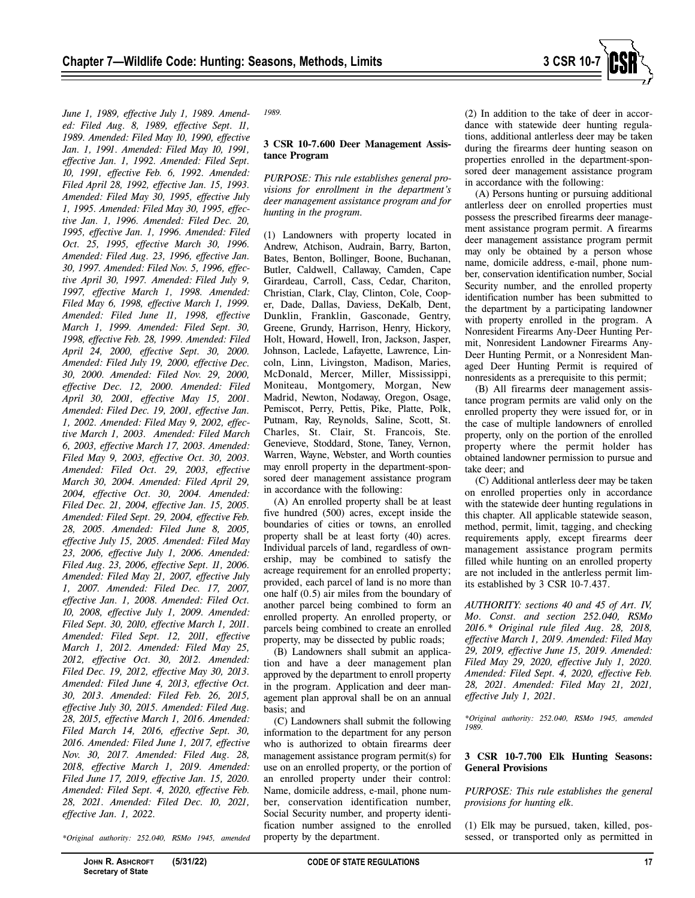*June 1, 1989, effective July 1, 1989. Amended: Filed Aug. 8, 1989, effective Sept. 11, 1989. Amended: Filed May 10, 1990, effective Jan. 1, 1991. Amended: Filed May 10, 1991, effective Jan. 1, 1992. Amended: Filed Sept. 10, 1991, effective Feb. 6, 1992. Amended: Filed April 28, 1992, effective Jan. 15, 1993. Amended: Filed May 30, 1995, effective July 1, 1995. Amended: Filed May 30, 1995, effective Jan. 1, 1996. Amended: Filed Dec. 20, 1995, effective Jan. 1, 1996. Amended: Filed Oct. 25, 1995, effective March 30, 1996. Amended: Filed Aug. 23, 1996, effective Jan. 30, 1997. Amended: Filed Nov. 5, 1996, effective April 30, 1997. Amended: Filed July 9, 1997, effective March 1, 1998. Amended: Filed May 6, 1998, effective March 1, 1999. Amended: Filed June 11, 1998, effective March 1, 1999. Amended: Filed Sept. 30, 1998, effective Feb. 28, 1999. Amended: Filed April 24, 2000, effective Sept. 30, 2000. Amended: Filed July 19, 2000, effective Dec. 30, 2000. Amended: Filed Nov. 29, 2000, effective Dec. 12, 2000. Amended: Filed April 30, 2001, effective May 15, 2001. Amended: Filed Dec. 19, 2001, effective Jan. 1, 2002. Amended: Filed May 9, 2002, effective March 1, 2003. Amended: Filed March 6, 2003, effective March 17, 2003. Amended: Filed May 9, 2003, effective Oct. 30, 2003. Amended: Filed Oct. 29, 2003, effective March 30, 2004. Amended: Filed April 29, 2004, effective Oct. 30, 2004. Amended: Filed Dec. 21, 2004, effective Jan. 15, 2005. Amended: Filed Sept. 29, 2004, effective Feb. 28, 2005. Amended: Filed June 8, 2005, effective July 15, 2005. Amended: Filed May 23, 2006, effective July 1, 2006. Amended: Filed Aug. 23, 2006, effective Sept. 11, 2006. Amended: Filed May 21, 2007, effective July 1, 2007. Amended: Filed Dec. 17, 2007, effective Jan. 1, 2008. Amended: Filed Oct. 10, 2008, effective July 1, 2009. Amended: Filed Sept. 30, 2010, effective March 1, 2011. Amended: Filed Sept. 12, 2011, effective March 1, 2012. Amended: Filed May 25, 2012, effective Oct. 30, 2012. Amended: Filed Dec. 19, 2012, effective May 30, 2013. Amended: Filed June 4, 2013, effective Oct. 30, 2013. Amended: Filed Feb. 26, 2015, effective July 30, 2015. Amended: Filed Aug. 28, 2015, effective March 1, 2016. Amended: Filed March 14, 2016, effective Sept. 30, 2016. Amended: Filed June 1, 2017, effective Nov. 30, 2017. Amended: Filed Aug. 28, 2018, effective March 1, 2019. Amended: Filed June 17, 2019, effective Jan. 15, 2020. Amended: Filed Sept. 4, 2020, effective Feb. 28, 2021. Amended: Filed Dec. 10, 2021, effective Jan. 1, 2022.*

*\*Original authority: 252.040, RSMo 1945, amended 1989.*

**3 CSR 10-7.600 Deer Management Assistance Program**

*PURPOSE: This rule establishes general provisions for enrollment in the department's deer management assistance program and for hunting in the program.*

(1) Landowners with property located in Andrew, Atchison, Audrain, Barry, Barton, Bates, Benton, Bollinger, Boone, Buchanan, Butler, Caldwell, Callaway, Camden, Cape Girardeau, Carroll, Cass, Cedar, Chariton, Christian, Clark, Clay, Clinton, Cole, Cooper, Dade, Dallas, Daviess, DeKalb, Dent, Dunklin, Franklin, Gasconade, Gentry, Greene, Grundy, Harrison, Henry, Hickory, Holt, Howard, Howell, Iron, Jackson, Jasper, Johnson, Laclede, Lafayette, Lawrence, Lincoln, Linn, Livingston, Madison, Maries, McDonald, Mercer, Miller, Mississippi, Moniteau, Montgomery, Morgan, New Madrid, Newton, Nodaway, Oregon, Osage, Pemiscot, Perry, Pettis, Pike, Platte, Polk, Putnam, Ray, Reynolds, Saline, Scott, St. Charles, St. Clair, St. Francois, Ste. Genevieve, Stoddard, Stone, Taney, Vernon, Warren, Wayne, Webster, and Worth counties may enroll property in the department-sponsored deer management assistance program in accordance with the following:

(A) An enrolled property shall be at least five hundred (500) acres, except inside the boundaries of cities or towns, an enrolled property shall be at least forty (40) acres. Individual parcels of land, regardless of ownership, may be combined to satisfy the acreage requirement for an enrolled property; provided, each parcel of land is no more than one half (0.5) air miles from the boundary of another parcel being combined to form an enrolled property. An enrolled property, or parcels being combined to create an enrolled property, may be dissected by public roads;

(B) Landowners shall submit an application and have a deer management plan approved by the department to enroll property in the program. Application and deer management plan approval shall be on an annual basis; and

(C) Landowners shall submit the following information to the department for any person who is authorized to obtain firearms deer management assistance program permit(s) for use on an enrolled property, or the portion of an enrolled property under their control: Name, domicile address, e-mail, phone number, conservation identification number, Social Security number, and property identification number assigned to the enrolled property by the department.

(2) In addition to the take of deer in accordance with statewide deer hunting regulations, additional antlerless deer may be taken during the firearms deer hunting season on properties enrolled in the department-sponsored deer management assistance program in accordance with the following:

(A) Persons hunting or pursuing additional antlerless deer on enrolled properties must possess the prescribed firearms deer management assistance program permit. A firearms deer management assistance program permit may only be obtained by a person whose name, domicile address, e-mail, phone number, conservation identification number, Social Security number, and the enrolled property identification number has been submitted to the department by a participating landowner with property enrolled in the program. A Nonresident Firearms Any-Deer Hunting Permit, Nonresident Landowner Firearms Any-Deer Hunting Permit, or a Nonresident Managed Deer Hunting Permit is required of nonresidents as a prerequisite to this permit;

(B) All firearms deer management assistance program permits are valid only on the enrolled property they were issued for, or in the case of multiple landowners of enrolled property, only on the portion of the enrolled property where the permit holder has obtained landowner permission to pursue and take deer; and

(C) Additional antlerless deer may be taken on enrolled properties only in accordance with the statewide deer hunting regulations in this chapter. All applicable statewide season, method, permit, limit, tagging, and checking requirements apply, except firearms deer management assistance program permits filled while hunting on an enrolled property are not included in the antlerless permit limits established by 3 CSR 10-7.437.

*AUTHORITY: sections 40 and 45 of Art. IV, Mo. Const. and section 252.040, RSMo 2016.\* Original rule filed Aug. 28, 2018, effective March 1, 2019. Amended: Filed May 29, 2019, effective June 15, 2019. Amended: Filed May 29, 2020, effective July 1, 2020. Amended: Filed Sept. 4, 2020, effective Feb. 28, 2021. Amended: Filed May 21, 2021, effective July 1, 2021.*

*\*Original authority: 252.040, RSMo 1945, amended 1989.*

**3 CSR 10-7.700 Elk Hunting Seasons: General Provisions**

*PURPOSE: This rule establishes the general provisions for hunting elk.*

(1) Elk may be pursued, taken, killed, possessed, or transported only as permitted in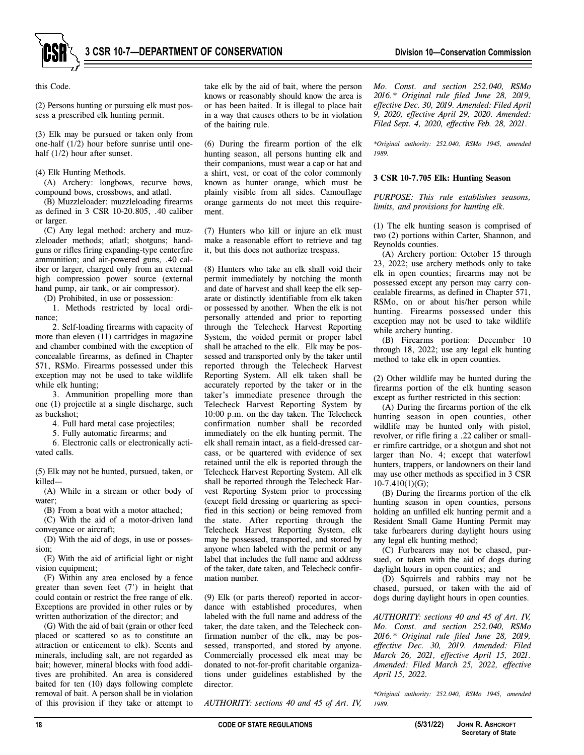this Code.

(2) Persons hunting or pursuing elk must possess a prescribed elk hunting permit.

(3) Elk may be pursued or taken only from one-half (1/2) hour before sunrise until one-half (1/2) hour after sunset.

(4) Elk Hunting Methods.

(A) Archery: longbows, recurve bows, compound bows, crossbows, and atlatl.

(B) Muzzleloader: muzzleloading firearms as defined in 3 CSR 10-20.805, .40 caliber or larger.

(C) Any legal method: archery and muzzleloader methods; atlatl; shotguns; handguns or rifles firing expanding-type centerfire ammunition; and air-powered guns, .40 caliber or larger, charged only from an external high compression power source (external hand pump, air tank, or air compressor).

(D) Prohibited, in use or possession:

1. Methods restricted by local ordinance;

2. Self-loading firearms with capacity of more than eleven (11) cartridges in magazine and chamber combined with the exception of concealable firearms, as defined in Chapter 571, RSMo. Firearms possessed under this exception may not be used to take wildlife while elk hunting;

3. Ammunition propelling more than one (1) projectile at a single discharge, such as buckshot;

4. Full hard metal case projectiles;

5. Fully automatic firearms; and

6. Electronic calls or electronically activated calls.

(5) Elk may not be hunted, pursued, taken, or killed—

(A) While in a stream or other body of water;

(B) From a boat with a motor attached;

(C) With the aid of a motor-driven land conveyance or aircraft;

(D) With the aid of dogs, in use or possession;

(E) With the aid of artificial light or night vision equipment;

(F) Within any area enclosed by a fence greater than seven feet (7') in height that could contain or restrict the free range of elk. Exceptions are provided in other rules or by written authorization of the director; and

(G) With the aid of bait (grain or other feed placed or scattered so as to constitute an attraction or enticement to elk). Scents and minerals, including salt, are not regarded as bait; however, mineral blocks with food additives are prohibited. An area is considered baited for ten (10) days following complete removal of bait. A person shall be in violation of this provision if they take or attempt to take elk by the aid of bait, where the person knows or reasonably should know the area is or has been baited. It is illegal to place bait in a way that causes others to be in violation of the baiting rule.

(6) During the firearm portion of the elk hunting season, all persons hunting elk and their companions, must wear a cap or hat and a shirt, vest, or coat of the color commonly known as hunter orange, which must be plainly visible from all sides. Camouflage orange garments do not meet this requirement.

(7) Hunters who kill or injure an elk must make a reasonable effort to retrieve and tag it, but this does not authorize trespass.

(8) Hunters who take an elk shall void their permit immediately by notching the month and date of harvest and shall keep the elk separate or distinctly identifiable from elk taken or possessed by another. When the elk is not personally attended and prior to reporting through the Telecheck Harvest Reporting System, the voided permit or proper label shall be attached to the elk. Elk may be possessed and transported only by the taker until reported through the Telecheck Harvest Reporting System. All elk taken shall be accurately reported by the taker or in the taker's immediate presence through the Telecheck Harvest Reporting System by 10:00 p.m. on the day taken. The Telecheck confirmation number shall be recorded immediately on the elk hunting permit. The elk shall remain intact, as a field-dressed carcass, or be quartered with evidence of sex retained until the elk is reported through the Telecheck Harvest Reporting System. All elk shall be reported through the Telecheck Harvest Reporting System prior to processing (except field dressing or quartering as specified in this section) or being removed from the state. After reporting through the Telecheck Harvest Reporting System, elk may be possessed, transported, and stored by anyone when labeled with the permit or any label that includes the full name and address of the taker, date taken, and Telecheck confirmation number.

(9) Elk (or parts thereof) reported in accordance with established procedures, when labeled with the full name and address of the taker, the date taken, and the Telecheck confirmation number of the elk, may be possessed, transported, and stored by anyone. Commercially processed elk meat may be donated to not-for-profit charitable organizations under guidelines established by the director.

*AUTHORITY: sections 40 and 45 of Art. IV, Mo. Const. and section 252.040, RSMo 2016.\* Original rule filed June 28, 2019, effective Dec. 30, 2019. Amended: Filed April 9, 2020, effective April 29, 2020. Amended: Filed Sept. 4, 2020, effective Feb. 28, 2021.*

*\*Original authority: 252.040, RSMo 1945, amended 1989.*

### 3 CSR 10-7.705 Elk: Hunting Season

*PURPOSE: This rule establishes seasons, limits, and provisions for hunting elk.*

(1) The elk hunting season is comprised of two (2) portions within Carter, Shannon, and Reynolds counties.

(A) Archery portion: October 15 through 23, 2022; use archery methods only to take elk in open counties; firearms may not be possessed except any person may carry concealable firearms, as defined in Chapter 571, RSMo, on or about his/her person while hunting. Firearms possessed under this exception may not be used to take wildlife while archery hunting.

(B) Firearms portion: December 10 through 18, 2022; use any legal elk hunting method to take elk in open counties.

(2) Other wildlife may be hunted during the firearms portion of the elk hunting season except as further restricted in this section:

(A) During the firearms portion of the elk hunting season in open counties, other wildlife may be hunted only with pistol, revolver, or rifle firing a .22 caliber or smaller rimfire cartridge, or a shotgun and shot not larger than No. 4; except that waterfowl hunters, trappers, or landowners on their land may use other methods as specified in 3 CSR 10-7.410(1)(G);

(B) During the firearms portion of the elk hunting season in open counties, persons holding an unfilled elk hunting permit and a Resident Small Game Hunting Permit may take furbearers during daylight hours using any legal elk hunting method;

(C) Furbearers may not be chased, pursued, or taken with the aid of dogs during daylight hours in open counties; and

(D) Squirrels and rabbits may not be chased, pursued, or taken with the aid of dogs during daylight hours in open counties.

*AUTHORITY: sections 40 and 45 of Art. IV, Mo. Const. and section 252.040, RSMo 2016.\* Original rule filed June 28, 2019, effective Dec. 30, 2019. Amended: Filed March 26, 2021, effective April 15, 2021. Amended: Filed March 25, 2022, effective April 15, 2022.*

*\*Original authority: 252.040, RSMo 1945, amended 1989.*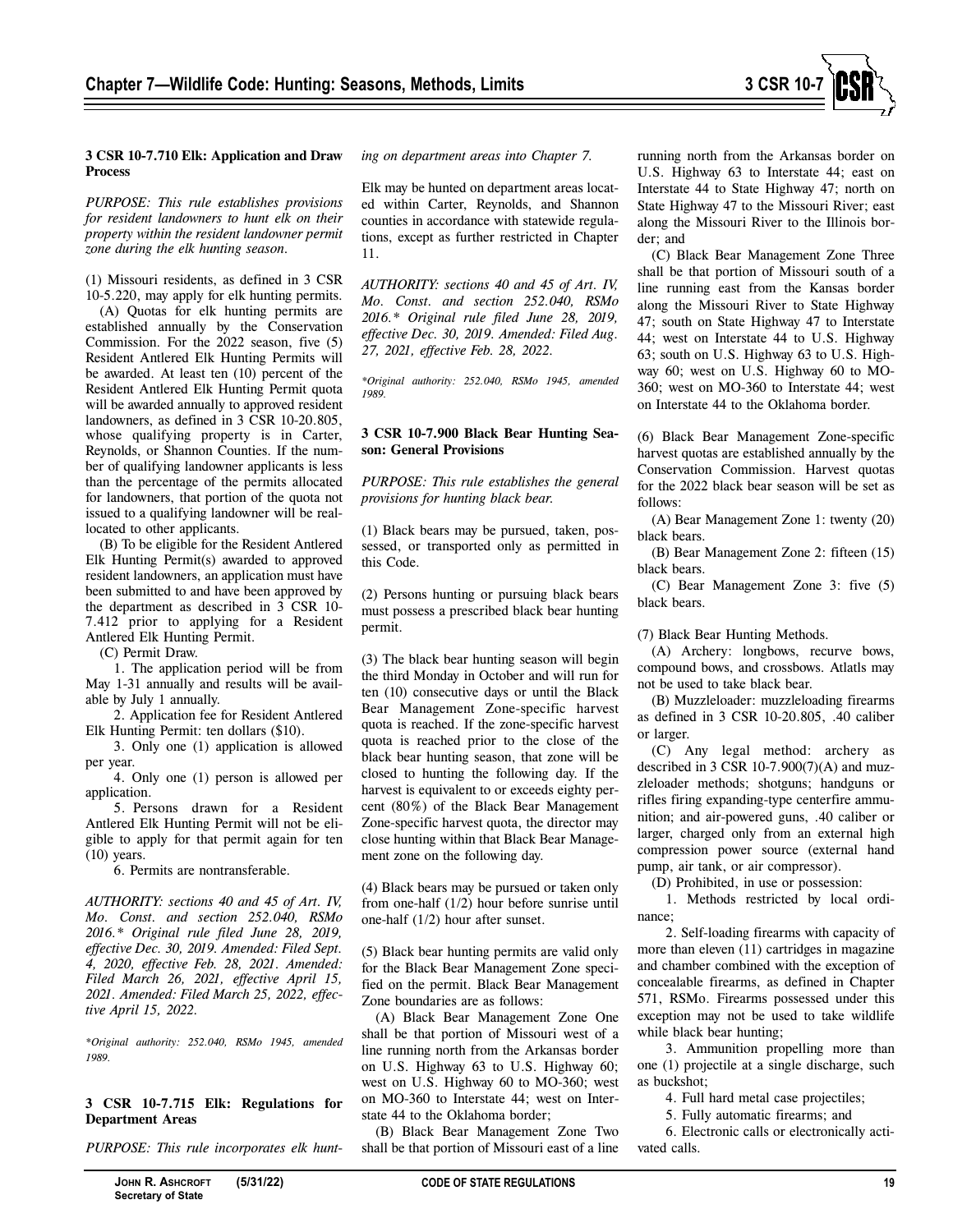### 3 CSR 10-7.710 Elk: Application and Draw Process

*PURPOSE: This rule establishes provisions for resident landowners to hunt elk on their property within the resident landowner permit zone during the elk hunting season.*

(1) Missouri residents, as defined in 3 CSR 10-5.220, may apply for elk hunting permits.

(A) Quotas for elk hunting permits are established annually by the Conservation Commission. For the 2022 season, five (5) Resident Antlered Elk Hunting Permits will be awarded. At least ten (10) percent of the Resident Antlered Elk Hunting Permit quota will be awarded annually to approved resident landowners, as defined in 3 CSR 10-20.805, whose qualifying property is in Carter, Reynolds, or Shannon Counties. If the number of qualifying landowner applicants is less than the percentage of the permits allocated for landowners, that portion of the quota not issued to a qualifying landowner will be reallocated to other applicants.

(B) To be eligible for the Resident Antlered Elk Hunting Permit(s) awarded to approved resident landowners, an application must have been submitted to and have been approved by the department as described in 3 CSR 10-7.412 prior to applying for a Resident Antlered Elk Hunting Permit.

(C) Permit Draw.

1. The application period will be from May 1-31 annually and results will be available by July 1 annually.

2. Application fee for Resident Antlered Elk Hunting Permit: ten dollars ($10).

3. Only one (1) application is allowed per year.

4. Only one (1) person is allowed per application.

5. Persons drawn for a Resident Antlered Elk Hunting Permit will not be eligible to apply for that permit again for ten (10) years.

6. Permits are nontransferable.

*AUTHORITY: sections 40 and 45 of Art. IV, Mo. Const. and section 252.040, RSMo 2016.\* Original rule filed June 28, 2019, effective Dec. 30, 2019. Amended: Filed Sept. 4, 2020, effective Feb. 28, 2021. Amended: Filed March 26, 2021, effective April 15, 2021. Amended: Filed March 25, 2022, effective April 15, 2022.*

*\*Original authority: 252.040, RSMo 1945, amended 1989.*

### 3 CSR 10-7.715 Elk: Regulations for Department Areas

*PURPOSE: This rule incorporates elk hunting on department areas into Chapter 7.*

Elk may be hunted on department areas located within Carter, Reynolds, and Shannon counties in accordance with statewide regulations, except as further restricted in Chapter 11.

*AUTHORITY: sections 40 and 45 of Art. IV, Mo. Const. and section 252.040, RSMo 2016.\* Original rule filed June 28, 2019, effective Dec. 30, 2019. Amended: Filed Aug. 27, 2021, effective Feb. 28, 2022.*

*\*Original authority: 252.040, RSMo 1945, amended 1989.*

### 3 CSR 10-7.900 Black Bear Hunting Season: General Provisions

*PURPOSE: This rule establishes the general provisions for hunting black bear.*

(1) Black bears may be pursued, taken, possessed, or transported only as permitted in this Code.

(2) Persons hunting or pursuing black bears must possess a prescribed black bear hunting permit.

(3) The black bear hunting season will begin the third Monday in October and will run for ten (10) consecutive days or until the Black Bear Management Zone-specific harvest quota is reached. If the zone-specific harvest quota is reached prior to the close of the black bear hunting season, that zone will be closed to hunting the following day. If the harvest is equivalent to or exceeds eighty percent (80%) of the Black Bear Management Zone-specific harvest quota, the director may close hunting within that Black Bear Management zone on the following day.

(4) Black bears may be pursued or taken only from one-half (1/2) hour before sunrise until one-half (1/2) hour after sunset.

(5) Black bear hunting permits are valid only for the Black Bear Management Zone specified on the permit. Black Bear Management Zone boundaries are as follows:

(A) Black Bear Management Zone One shall be that portion of Missouri west of a line running north from the Arkansas border on U.S. Highway 63 to U.S. Highway 60; west on U.S. Highway 60 to MO-360; west on MO-360 to Interstate 44; west on Interstate 44 to the Oklahoma border;

(B) Black Bear Management Zone Two shall be that portion of Missouri east of a line running north from the Arkansas border on U.S. Highway 63 to Interstate 44; east on Interstate 44 to State Highway 47; north on State Highway 47 to the Missouri River; east along the Missouri River to the Illinois border; and

(C) Black Bear Management Zone Three shall be that portion of Missouri south of a line running east from the Kansas border along the Missouri River to State Highway 47; south on State Highway 47 to Interstate 44; west on Interstate 44 to U.S. Highway 63; south on U.S. Highway 63 to U.S. Highway 60; west on U.S. Highway 60 to MO-360; west on MO-360 to Interstate 44; west on Interstate 44 to the Oklahoma border.

(6) Black Bear Management Zone-specific harvest quotas are established annually by the Conservation Commission. Harvest quotas for the 2022 black bear season will be set as follows:

(A) Bear Management Zone 1: twenty (20) black bears.

(B) Bear Management Zone 2: fifteen (15) black bears.

(C) Bear Management Zone 3: five (5) black bears.

(7) Black Bear Hunting Methods.

(A) Archery: longbows, recurve bows, compound bows, and crossbows. Atlatls may not be used to take black bear.

(B) Muzzleloader: muzzleloading firearms as defined in 3 CSR 10-20.805, .40 caliber or larger.

(C) Any legal method: archery as described in 3 CSR 10-7.900(7)(A) and muzzleloader methods; shotguns; handguns or rifles firing expanding-type centerfire ammunition; and air-powered guns, .40 caliber or larger, charged only from an external high compression power source (external hand pump, air tank, or air compressor).

(D) Prohibited, in use or possession:

1. Methods restricted by local ordinance;

2. Self-loading firearms with capacity of more than eleven (11) cartridges in magazine and chamber combined with the exception of concealable firearms, as defined in Chapter 571, RSMo. Firearms possessed under this exception may not be used to take wildlife while black bear hunting;

3. Ammunition propelling more than one (1) projectile at a single discharge, such as buckshot;

4. Full hard metal case projectiles;

5. Fully automatic firearms; and

6. Electronic calls or electronically activated calls.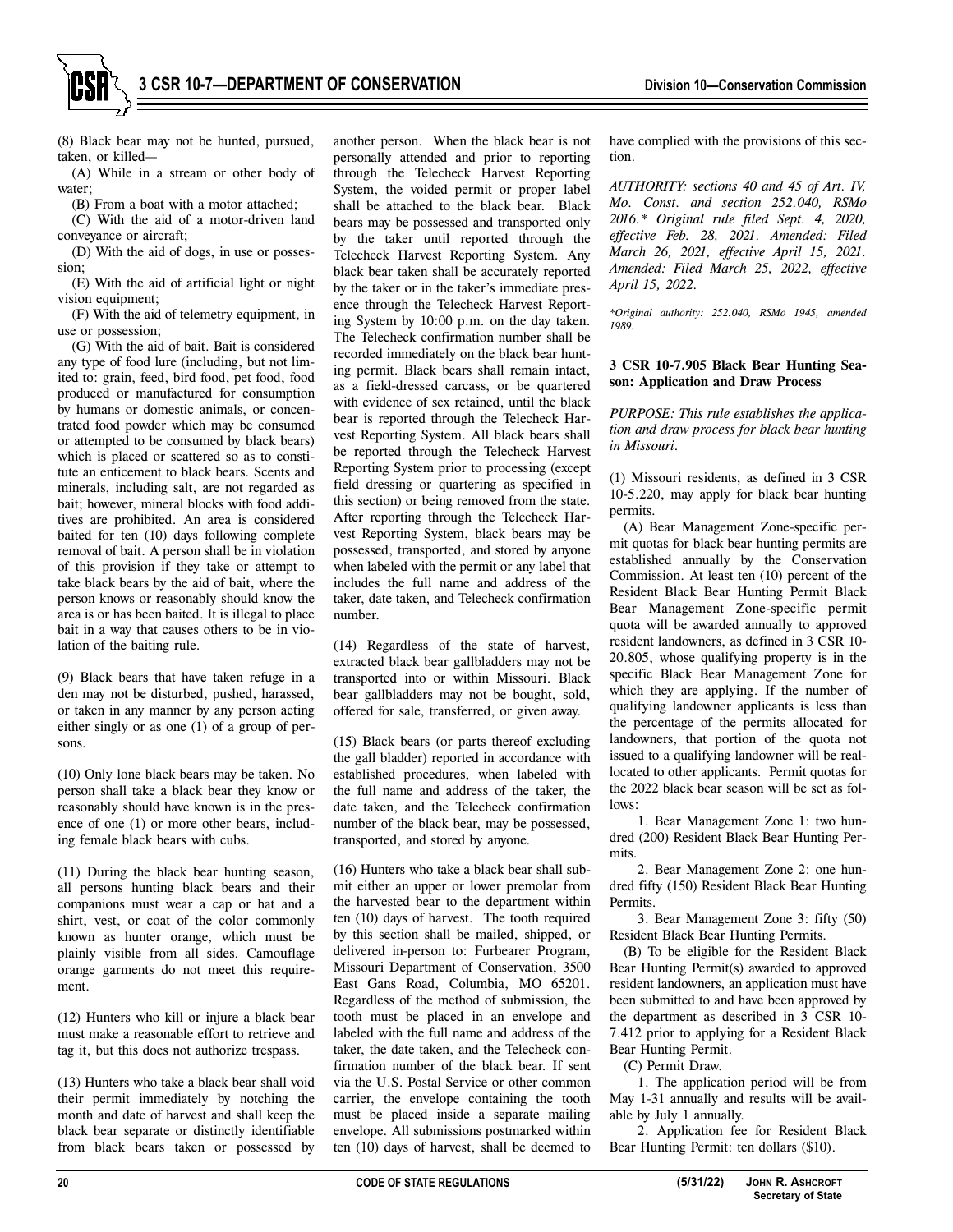(8) Black bear may not be hunted, pursued, taken, or killed—

(A) While in a stream or other body of water;

(B) From a boat with a motor attached;

(C) With the aid of a motor-driven land conveyance or aircraft;

(D) With the aid of dogs, in use or possession;

(E) With the aid of artificial light or night vision equipment;

(F) With the aid of telemetry equipment, in use or possession;

(G) With the aid of bait. Bait is considered any type of food lure (including, but not limited to: grain, feed, bird food, pet food, food produced or manufactured for consumption by humans or domestic animals, or concentrated food powder which may be consumed or attempted to be consumed by black bears) which is placed or scattered so as to constitute an enticement to black bears. Scents and minerals, including salt, are not regarded as bait; however, mineral blocks with food additives are prohibited. An area is considered baited for ten (10) days following complete removal of bait. A person shall be in violation of this provision if they take or attempt to take black bears by the aid of bait, where the person knows or reasonably should know the area is or has been baited. It is illegal to place bait in a way that causes others to be in violation of the baiting rule.

(9) Black bears that have taken refuge in a den may not be disturbed, pushed, harassed, or taken in any manner by any person acting either singly or as one (1) of a group of persons.

(10) Only lone black bears may be taken. No person shall take a black bear they know or reasonably should have known is in the presence of one (1) or more other bears, including female black bears with cubs.

(11) During the black bear hunting season, all persons hunting black bears and their companions must wear a cap or hat and a shirt, vest, or coat of the color commonly known as hunter orange, which must be plainly visible from all sides. Camouflage orange garments do not meet this requirement.

(12) Hunters who kill or injure a black bear must make a reasonable effort to retrieve and tag it, but this does not authorize trespass.

(13) Hunters who take a black bear shall void their permit immediately by notching the month and date of harvest and shall keep the black bear separate or distinctly identifiable from black bears taken or possessed by another person. When the black bear is not personally attended and prior to reporting through the Telecheck Harvest Reporting System, the voided permit or proper label shall be attached to the black bear. Black bears may be possessed and transported only by the taker until reported through the Telecheck Harvest Reporting System. Any black bear taken shall be accurately reported by the taker or in the taker's immediate presence through the Telecheck Harvest Reporting System by 10:00 p.m. on the day taken. The Telecheck confirmation number shall be recorded immediately on the black bear hunting permit. Black bears shall remain intact, as a field-dressed carcass, or be quartered with evidence of sex retained, until the black bear is reported through the Telecheck Harvest Reporting System. All black bears shall be reported through the Telecheck Harvest Reporting System prior to processing (except field dressing or quartering as specified in this section) or being removed from the state. After reporting through the Telecheck Harvest Reporting System, black bears may be possessed, transported, and stored by anyone when labeled with the permit or any label that includes the full name and address of the taker, date taken, and Telecheck confirmation number.

(14) Regardless of the state of harvest, extracted black bear gallbladders may not be transported into or within Missouri. Black bear gallbladders may not be bought, sold, offered for sale, transferred, or given away.

(15) Black bears (or parts thereof excluding the gall bladder) reported in accordance with established procedures, when labeled with the full name and address of the taker, the date taken, and the Telecheck confirmation number of the black bear, may be possessed, transported, and stored by anyone.

(16) Hunters who take a black bear shall submit either an upper or lower premolar from the harvested bear to the department within ten (10) days of harvest. The tooth required by this section shall be mailed, shipped, or delivered in-person to: Furbearer Program, Missouri Department of Conservation, 3500 East Gans Road, Columbia, MO 65201. Regardless of the method of submission, the tooth must be placed in an envelope and labeled with the full name and address of the taker, the date taken, and the Telecheck confirmation number of the black bear. If sent via the U.S. Postal Service or other common carrier, the envelope containing the tooth must be placed inside a separate mailing envelope. All submissions postmarked within ten (10) days of harvest, shall be deemed to have complied with the provisions of this section.

*AUTHORITY: sections 40 and 45 of Art. IV, Mo. Const. and section 252.040, RSMo 2016.\* Original rule filed Sept. 4, 2020, effective Feb. 28, 2021. Amended: Filed March 26, 2021, effective April 15, 2021. Amended: Filed March 25, 2022, effective April 15, 2022.*

*\*Original authority: 252.040, RSMo 1945, amended 1989.*

### 3 CSR 10-7.905 Black Bear Hunting Season: Application and Draw Process

*PURPOSE: This rule establishes the application and draw process for black bear hunting in Missouri.*

(1) Missouri residents, as defined in 3 CSR 10-5.220, may apply for black bear hunting permits.

(A) Bear Management Zone-specific permit quotas for black bear hunting permits are established annually by the Conservation Commission. At least ten (10) percent of the Resident Black Bear Hunting Permit Black Bear Management Zone-specific permit quota will be awarded annually to approved resident landowners, as defined in 3 CSR 10-20.805, whose qualifying property is in the specific Black Bear Management Zone for which they are applying. If the number of qualifying landowner applicants is less than the percentage of the permits allocated for landowners, that portion of the quota not issued to a qualifying landowner will be reallocated to other applicants. Permit quotas for the 2022 black bear season will be set as follows:

1. Bear Management Zone 1: two hundred (200) Resident Black Bear Hunting Permits.

2. Bear Management Zone 2: one hundred fifty (150) Resident Black Bear Hunting Permits.

3. Bear Management Zone 3: fifty (50) Resident Black Bear Hunting Permits.

(B) To be eligible for the Resident Black Bear Hunting Permit(s) awarded to approved resident landowners, an application must have been submitted to and have been approved by the department as described in 3 CSR 10-7.412 prior to applying for a Resident Black Bear Hunting Permit.

(C) Permit Draw.

1. The application period will be from May 1-31 annually and results will be available by July 1 annually.

2. Application fee for Resident Black Bear Hunting Permit: ten dollars ($10).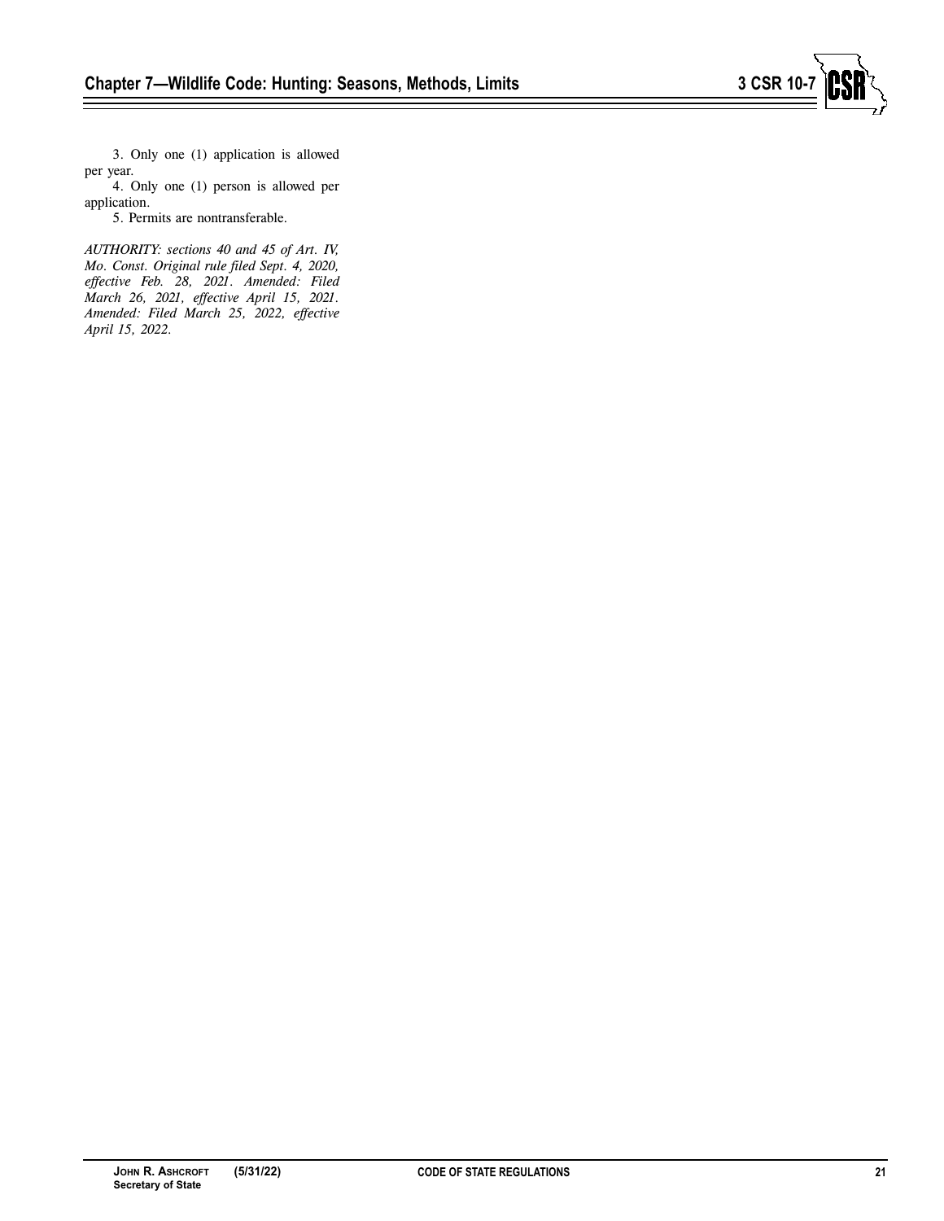3. Only one (1) application is allowed per year.

4. Only one (1) person is allowed per application.

5. Permits are nontransferable.

*AUTHORITY: sections 40 and 45 of Art. IV, Mo. Const. Original rule filed Sept. 4, 2020, effective Feb. 28, 2021. Amended: Filed March 26, 2021, effective April 15, 2021. Amended: Filed March 25, 2022, effective April 15, 2022.*